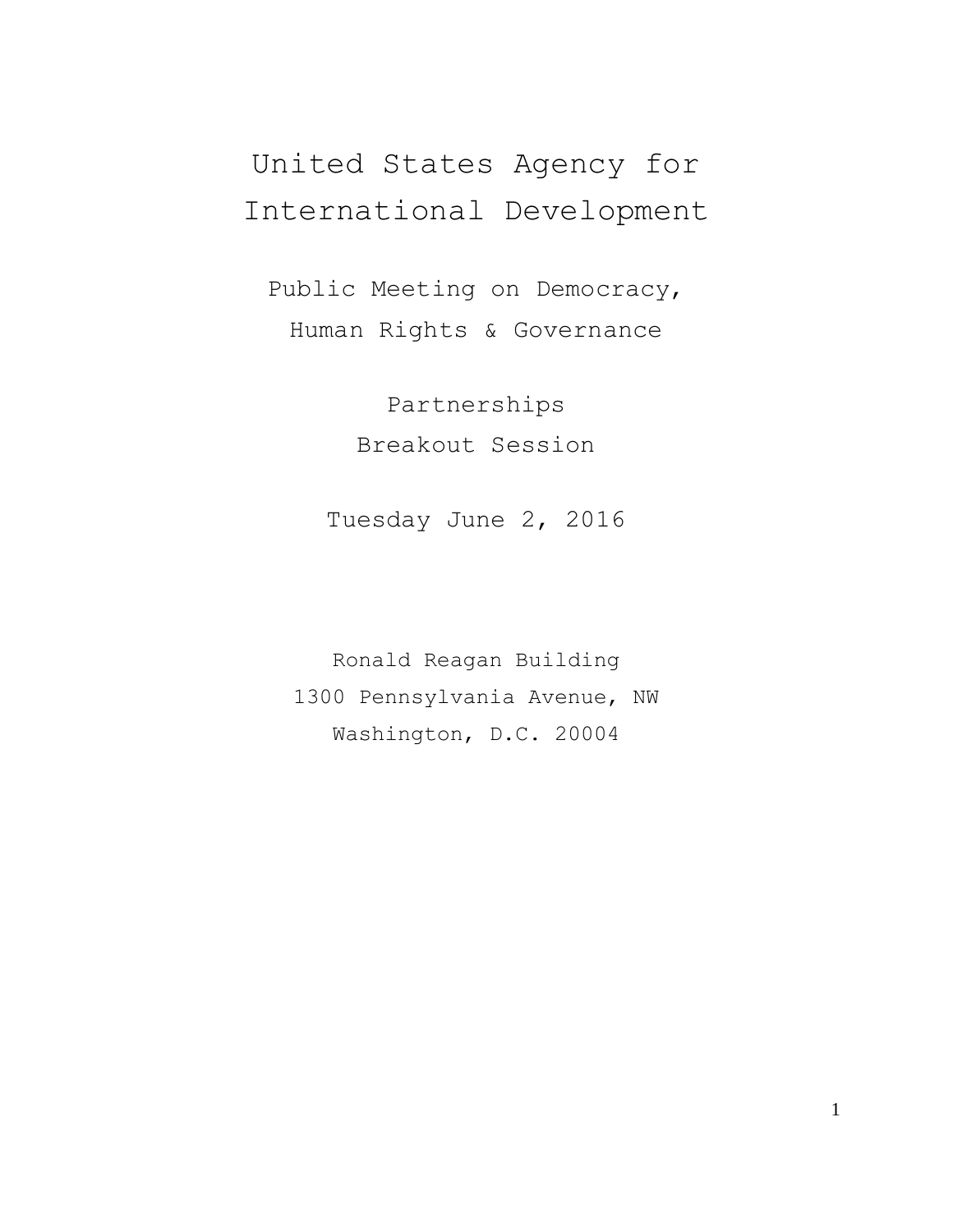# United States Agency for International Development

## Public Meeting on Democracy, Human Rights & Governance

## Partnerships Breakout Session

Tuesday June 2, 2016

Ronald Reagan Building
1300 Pennsylvania Avenue, NW
Washington, D.C. 20004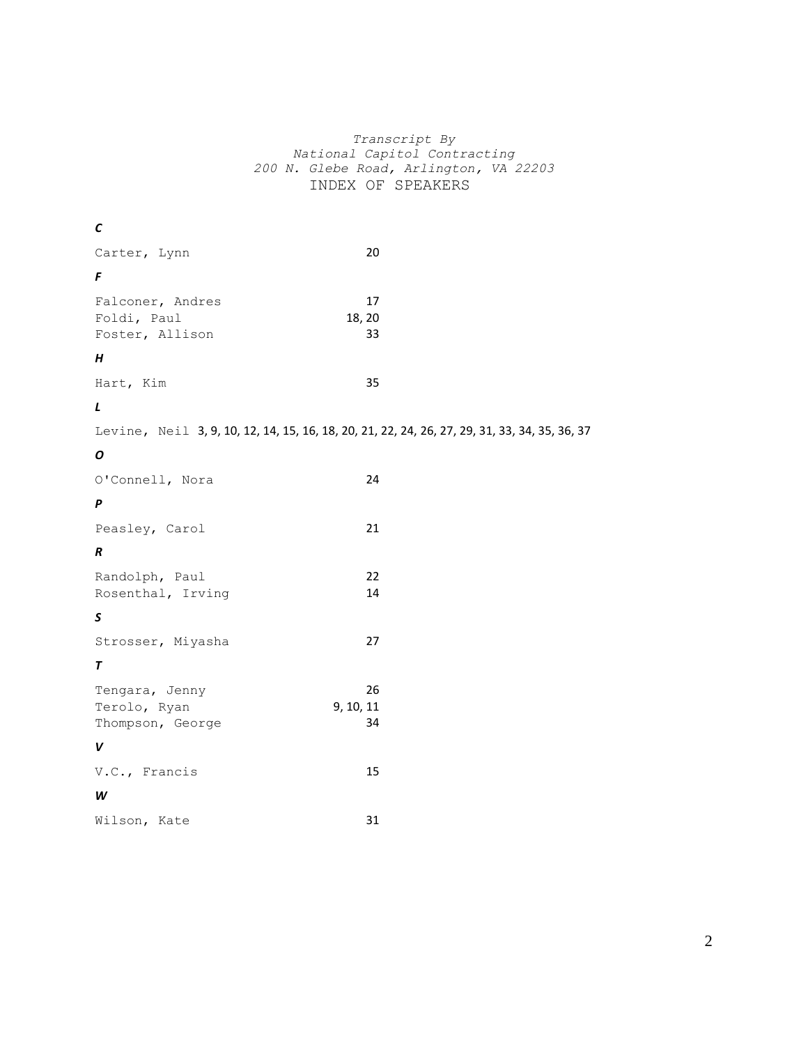*Transcript By*
*National Capitol Contracting*
*200 N. Glebe Road, Arlington, VA 22203*

INDEX OF SPEAKERS

***C***

Carter, Lynn 20

***F***

Falconer, Andres 17
Foldi, Paul 18, 20
Foster, Allison 33

***H***

Hart, Kim 35

***L***

Levine, Neil 3, 9, 10, 12, 14, 15, 16, 18, 20, 21, 22, 24, 26, 27, 29, 31, 33, 34, 35, 36, 37

***O***

O'Connell, Nora 24

***P***

Peasley, Carol 21

***R***

Randolph, Paul 22
Rosenthal, Irving 14

***S***

Strosser, Miyasha 27

***T***

Tengara, Jenny 26
Terolo, Ryan 9, 10, 11
Thompson, George 34

***V***

V.C., Francis 15

***W***

Wilson, Kate 31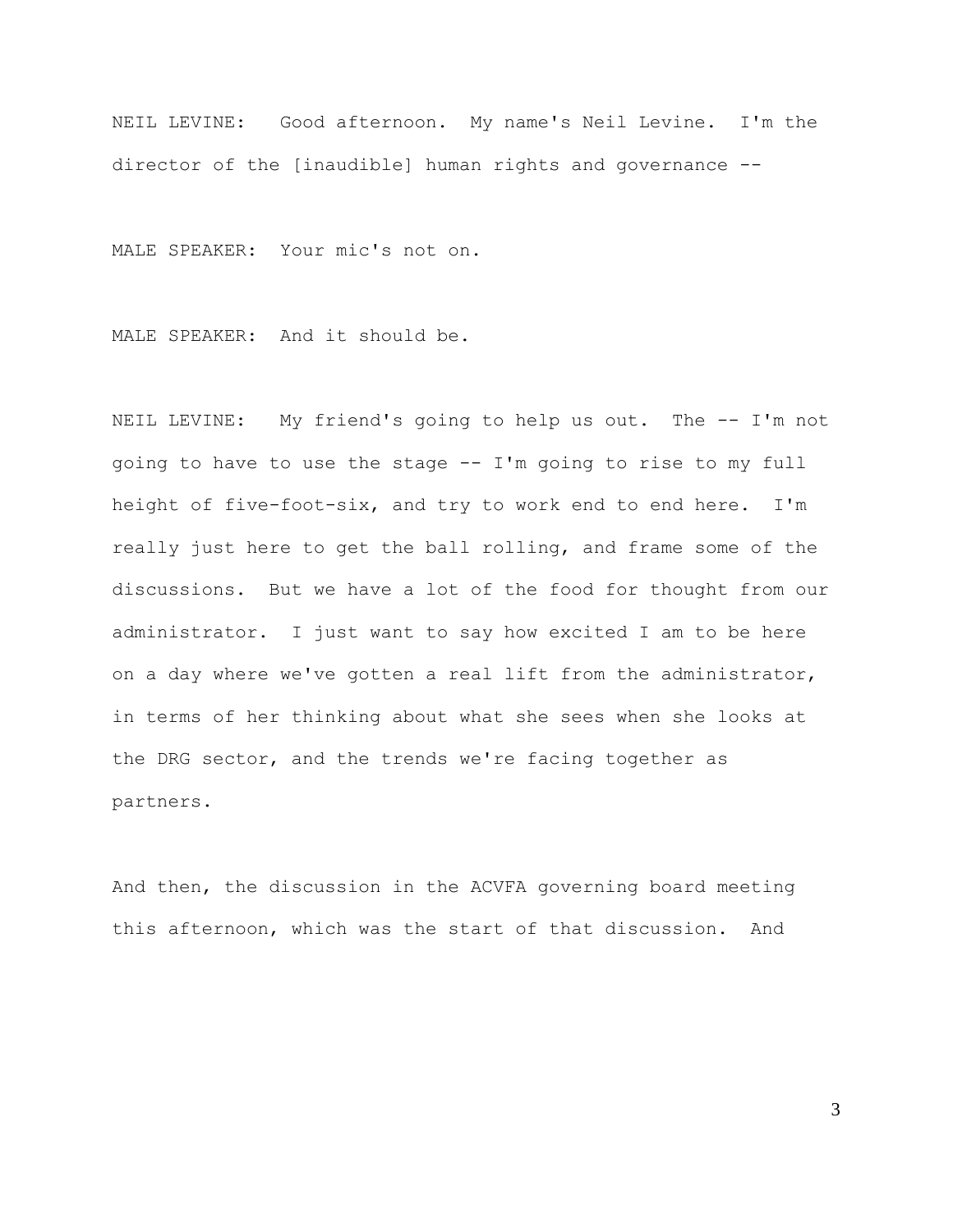NEIL LEVINE: Good afternoon. My name's Neil Levine. I'm the director of the [inaudible] human rights and governance --

MALE SPEAKER: Your mic's not on.

MALE SPEAKER: And it should be.

NEIL LEVINE: My friend's going to help us out. The -- I'm not going to have to use the stage -- I'm going to rise to my full height of five-foot-six, and try to work end to end here. I'm really just here to get the ball rolling, and frame some of the discussions. But we have a lot of the food for thought from our administrator. I just want to say how excited I am to be here on a day where we've gotten a real lift from the administrator, in terms of her thinking about what she sees when she looks at the DRG sector, and the trends we're facing together as partners.

And then, the discussion in the ACVFA governing board meeting this afternoon, which was the start of that discussion. And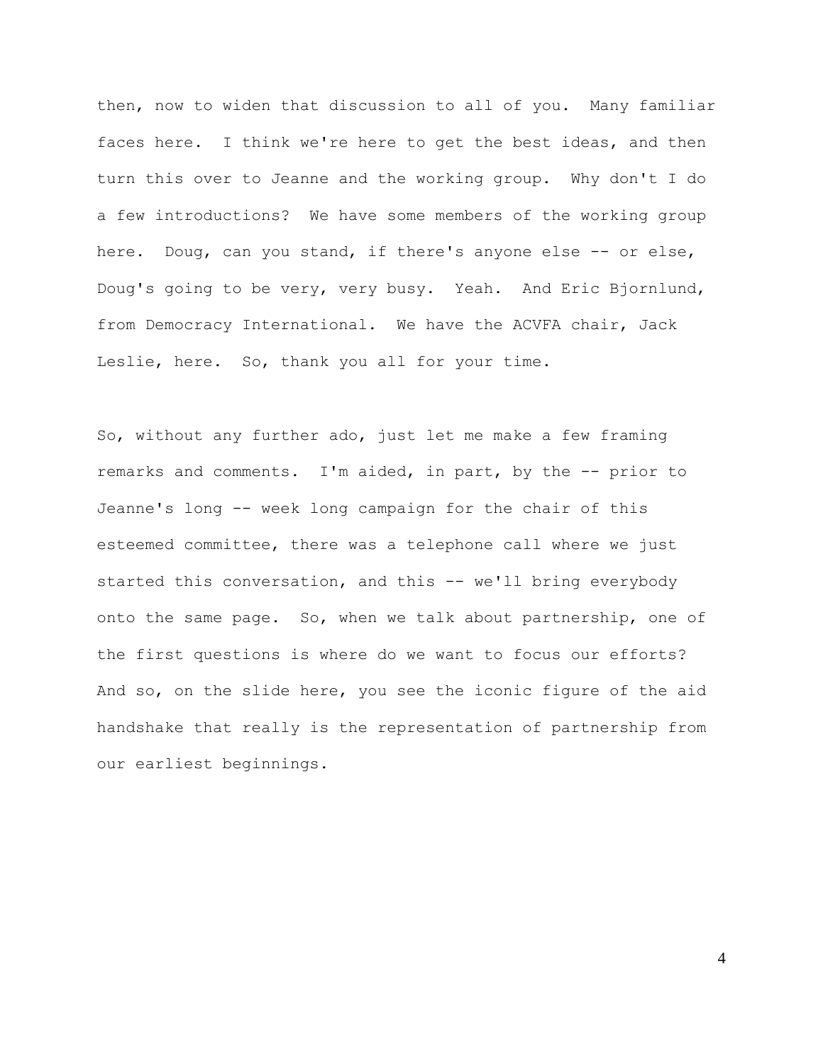then, now to widen that discussion to all of you. Many familiar faces here. I think we're here to get the best ideas, and then turn this over to Jeanne and the working group. Why don't I do a few introductions? We have some members of the working group here. Doug, can you stand, if there's anyone else -- or else, Doug's going to be very, very busy. Yeah. And Eric Bjornlund, from Democracy International. We have the ACVFA chair, Jack Leslie, here. So, thank you all for your time.

So, without any further ado, just let me make a few framing remarks and comments. I'm aided, in part, by the -- prior to Jeanne's long -- week long campaign for the chair of this esteemed committee, there was a telephone call where we just started this conversation, and this -- we'll bring everybody onto the same page. So, when we talk about partnership, one of the first questions is where do we want to focus our efforts? And so, on the slide here, you see the iconic figure of the aid handshake that really is the representation of partnership from our earliest beginnings.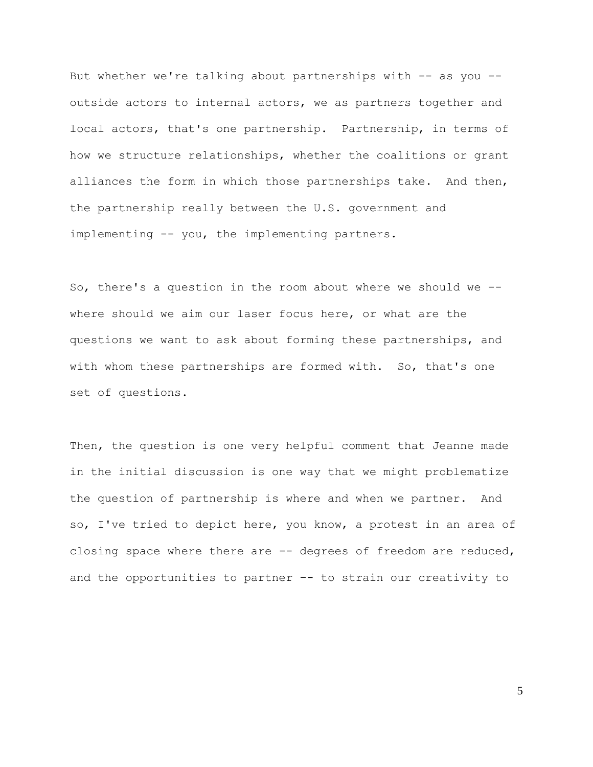But whether we're talking about partnerships with -- as you -- outside actors to internal actors, we as partners together and local actors, that's one partnership. Partnership, in terms of how we structure relationships, whether the coalitions or grant alliances the form in which those partnerships take. And then, the partnership really between the U.S. government and implementing -- you, the implementing partners.

So, there's a question in the room about where we should we -- where should we aim our laser focus here, or what are the questions we want to ask about forming these partnerships, and with whom these partnerships are formed with. So, that's one set of questions.

Then, the question is one very helpful comment that Jeanne made in the initial discussion is one way that we might problematize the question of partnership is where and when we partner. And so, I've tried to depict here, you know, a protest in an area of closing space where there are -- degrees of freedom are reduced, and the opportunities to partner –- to strain our creativity to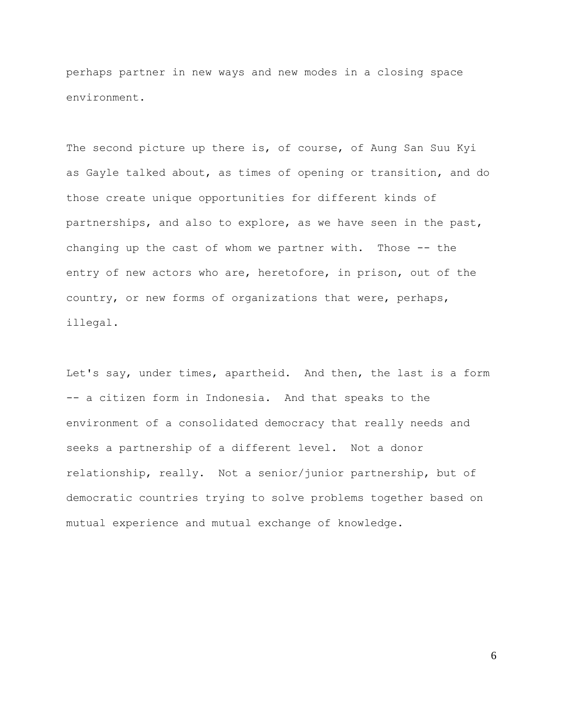perhaps partner in new ways and new modes in a closing space environment.

The second picture up there is, of course, of Aung San Suu Kyi as Gayle talked about, as times of opening or transition, and do those create unique opportunities for different kinds of partnerships, and also to explore, as we have seen in the past, changing up the cast of whom we partner with. Those -- the entry of new actors who are, heretofore, in prison, out of the country, or new forms of organizations that were, perhaps, illegal.

Let's say, under times, apartheid. And then, the last is a form -- a citizen form in Indonesia. And that speaks to the environment of a consolidated democracy that really needs and seeks a partnership of a different level. Not a donor relationship, really. Not a senior/junior partnership, but of democratic countries trying to solve problems together based on mutual experience and mutual exchange of knowledge.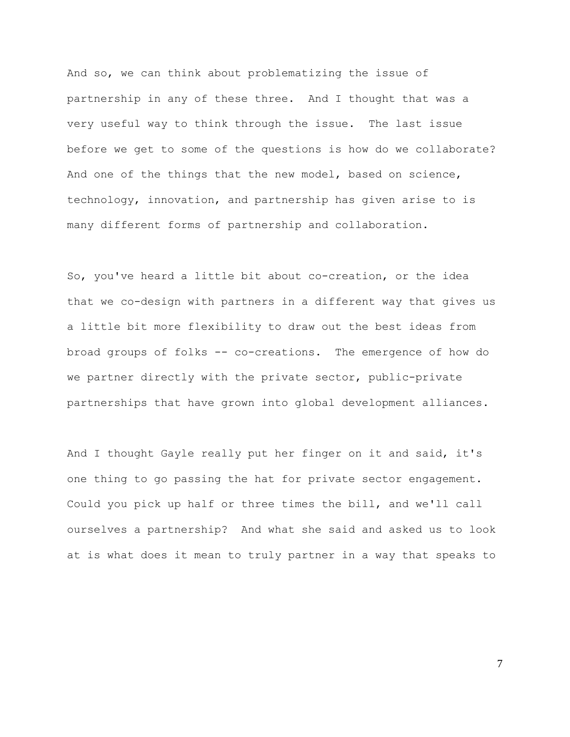And so, we can think about problematizing the issue of partnership in any of these three. And I thought that was a very useful way to think through the issue. The last issue before we get to some of the questions is how do we collaborate? And one of the things that the new model, based on science, technology, innovation, and partnership has given arise to is many different forms of partnership and collaboration.

So, you've heard a little bit about co-creation, or the idea that we co-design with partners in a different way that gives us a little bit more flexibility to draw out the best ideas from broad groups of folks -- co-creations. The emergence of how do we partner directly with the private sector, public-private partnerships that have grown into global development alliances.

And I thought Gayle really put her finger on it and said, it's one thing to go passing the hat for private sector engagement. Could you pick up half or three times the bill, and we'll call ourselves a partnership? And what she said and asked us to look at is what does it mean to truly partner in a way that speaks to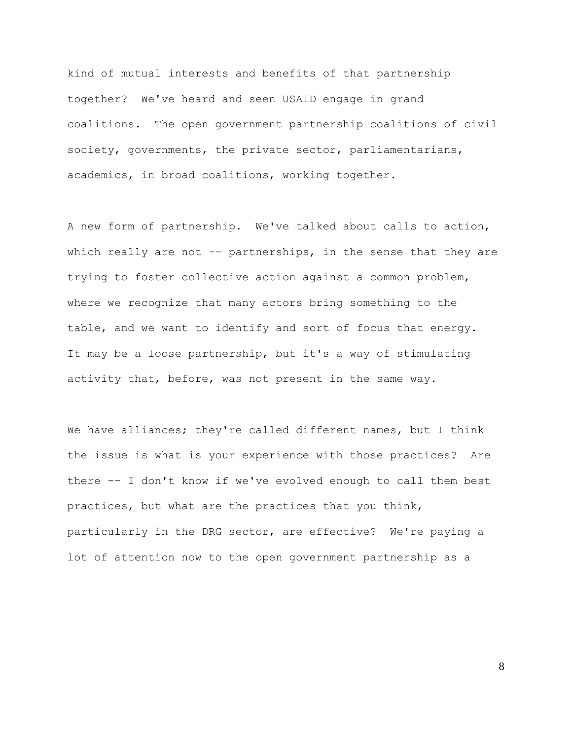kind of mutual interests and benefits of that partnership together? We've heard and seen USAID engage in grand coalitions. The open government partnership coalitions of civil society, governments, the private sector, parliamentarians, academics, in broad coalitions, working together.

A new form of partnership. We've talked about calls to action, which really are not -- partnerships, in the sense that they are trying to foster collective action against a common problem, where we recognize that many actors bring something to the table, and we want to identify and sort of focus that energy. It may be a loose partnership, but it's a way of stimulating activity that, before, was not present in the same way.

We have alliances; they're called different names, but I think the issue is what is your experience with those practices? Are there -- I don't know if we've evolved enough to call them best practices, but what are the practices that you think, particularly in the DRG sector, are effective? We're paying a lot of attention now to the open government partnership as a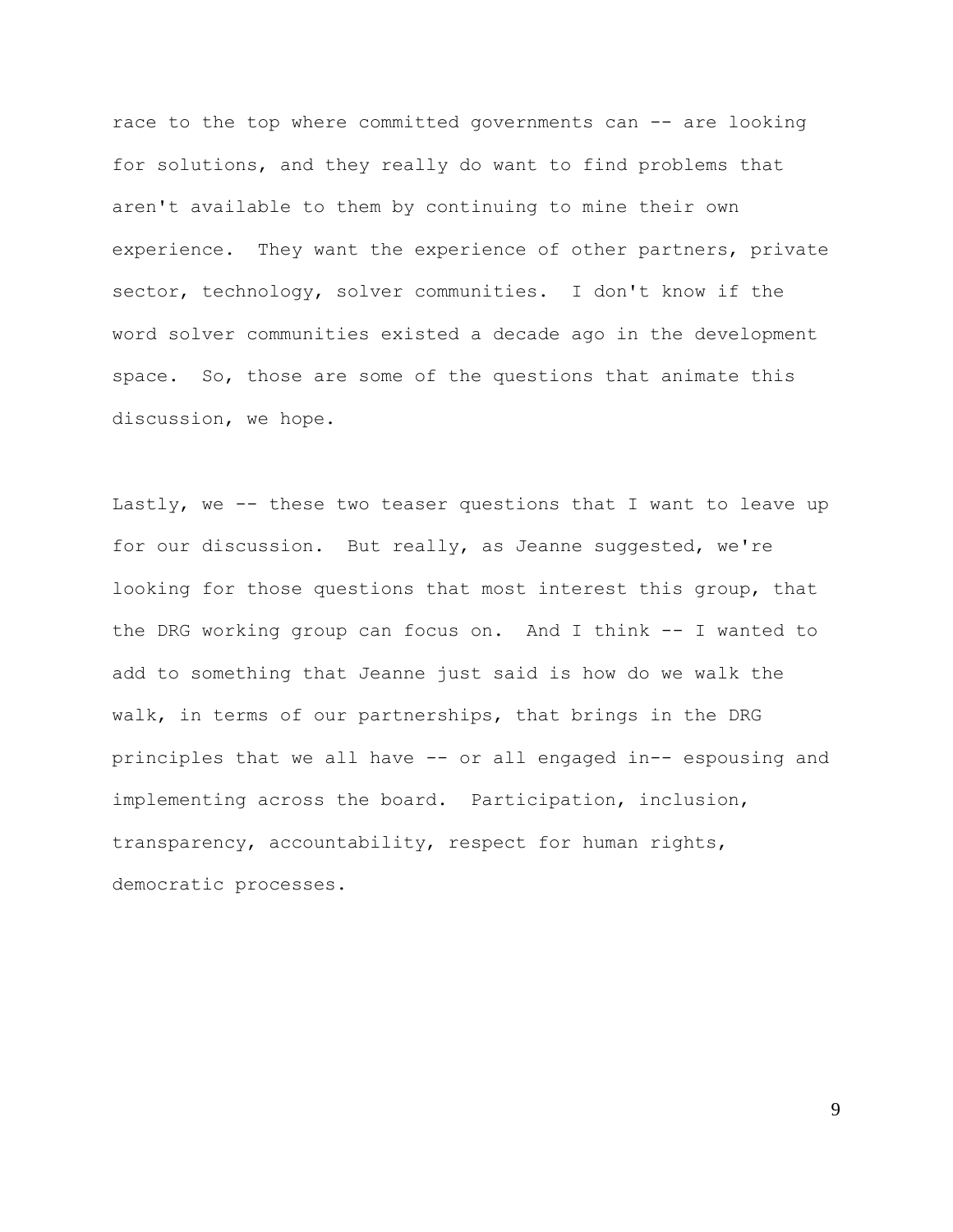race to the top where committed governments can -- are looking for solutions, and they really do want to find problems that aren't available to them by continuing to mine their own experience. They want the experience of other partners, private sector, technology, solver communities. I don't know if the word solver communities existed a decade ago in the development space. So, those are some of the questions that animate this discussion, we hope.

Lastly, we -- these two teaser questions that I want to leave up for our discussion. But really, as Jeanne suggested, we're looking for those questions that most interest this group, that the DRG working group can focus on. And I think -- I wanted to add to something that Jeanne just said is how do we walk the walk, in terms of our partnerships, that brings in the DRG principles that we all have -- or all engaged in-- espousing and implementing across the board. Participation, inclusion, transparency, accountability, respect for human rights, democratic processes.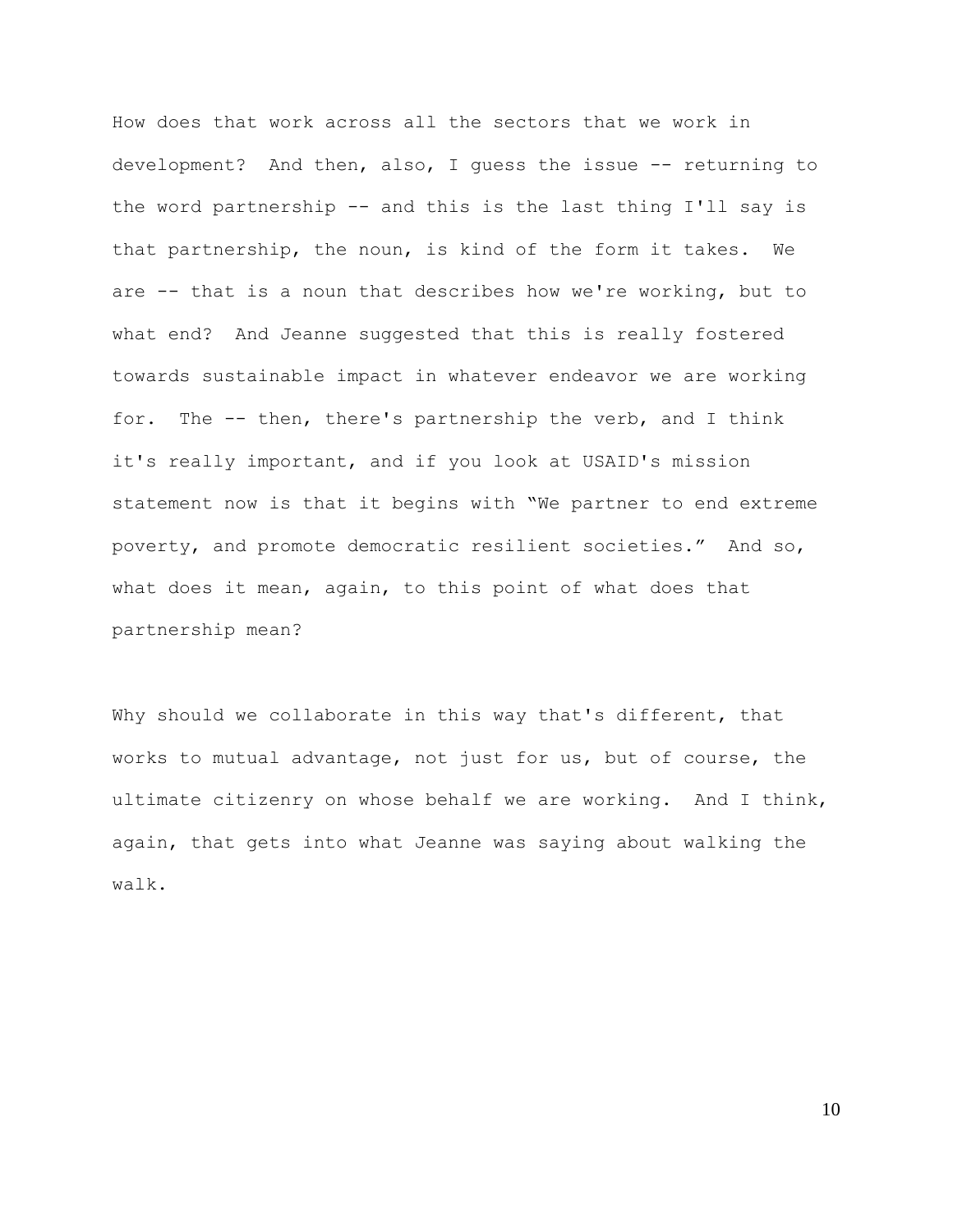How does that work across all the sectors that we work in development? And then, also, I guess the issue -- returning to the word partnership -- and this is the last thing I'll say is that partnership, the noun, is kind of the form it takes. We are -- that is a noun that describes how we're working, but to what end? And Jeanne suggested that this is really fostered towards sustainable impact in whatever endeavor we are working for. The -- then, there's partnership the verb, and I think it's really important, and if you look at USAID's mission statement now is that it begins with "We partner to end extreme poverty, and promote democratic resilient societies." And so, what does it mean, again, to this point of what does that partnership mean?

Why should we collaborate in this way that's different, that works to mutual advantage, not just for us, but of course, the ultimate citizenry on whose behalf we are working. And I think, again, that gets into what Jeanne was saying about walking the walk.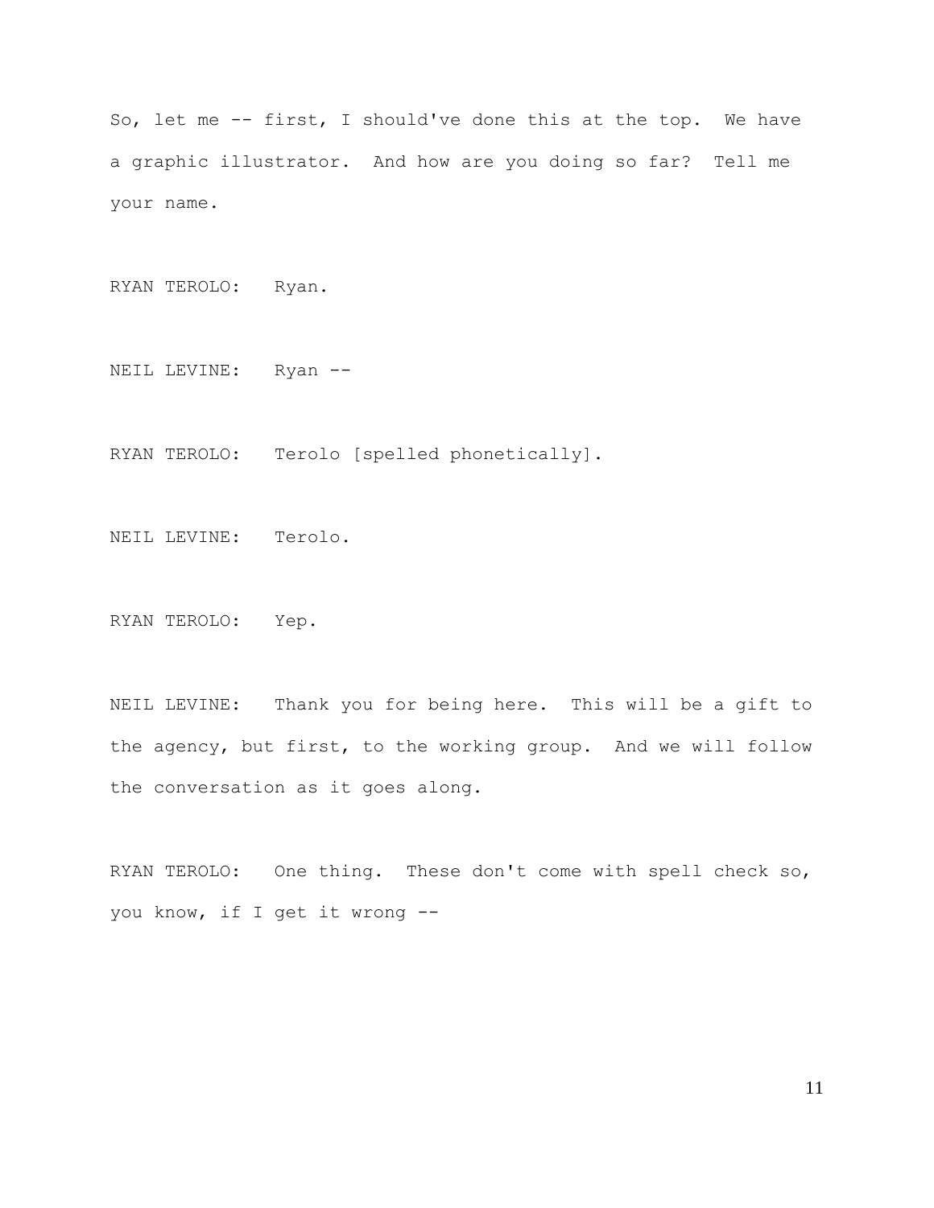So, let me -- first, I should've done this at the top. We have a graphic illustrator. And how are you doing so far? Tell me your name.

RYAN TEROLO: Ryan.

NEIL LEVINE: Ryan --

RYAN TEROLO: Terolo [spelled phonetically].

NEIL LEVINE: Terolo.

RYAN TEROLO: Yep.

NEIL LEVINE: Thank you for being here. This will be a gift to the agency, but first, to the working group. And we will follow the conversation as it goes along.

RYAN TEROLO: One thing. These don't come with spell check so, you know, if I get it wrong --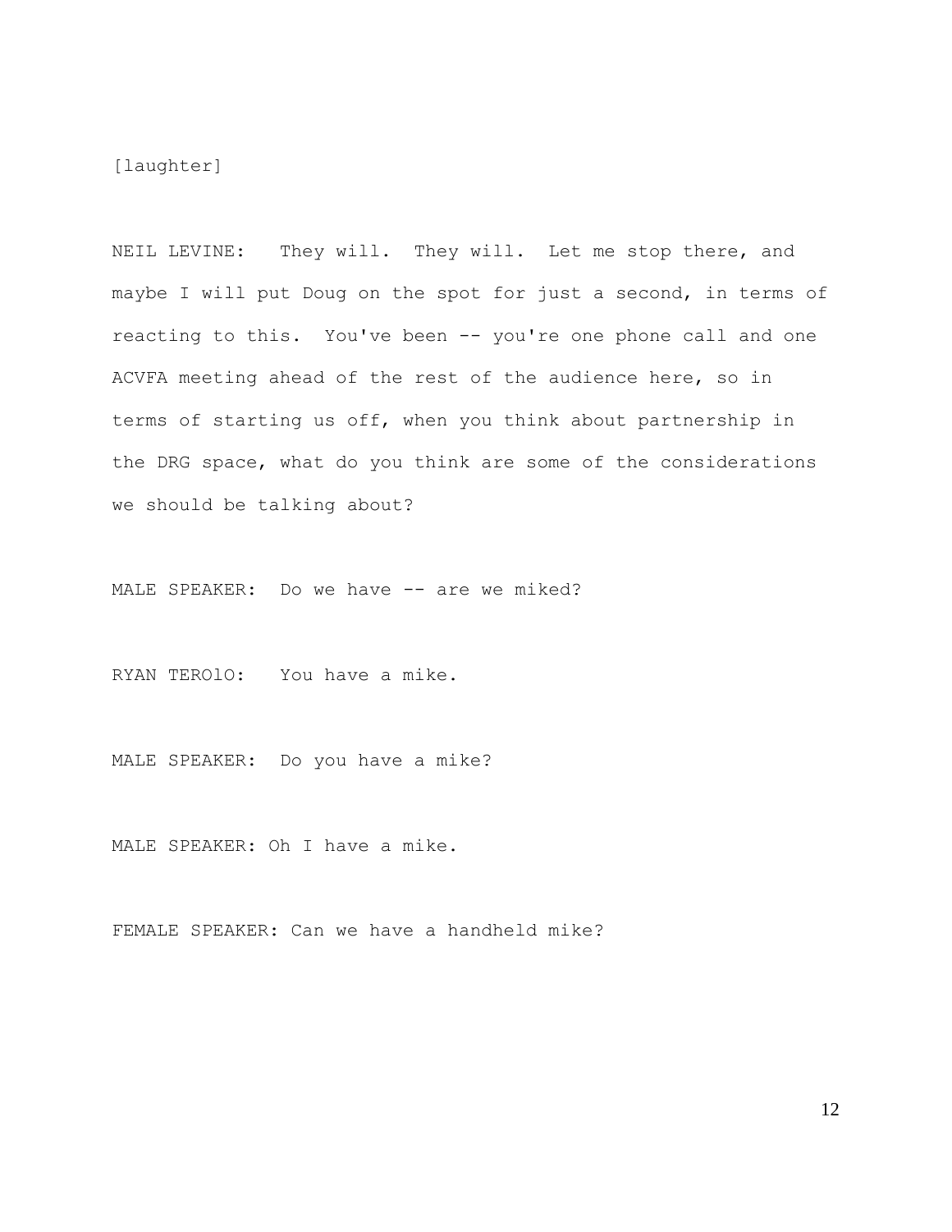[laughter]

NEIL LEVINE: They will. They will. Let me stop there, and maybe I will put Doug on the spot for just a second, in terms of reacting to this. You've been -- you're one phone call and one ACVFA meeting ahead of the rest of the audience here, so in terms of starting us off, when you think about partnership in the DRG space, what do you think are some of the considerations we should be talking about?

MALE SPEAKER: Do we have -- are we miked?

RYAN TEROlO: You have a mike.

MALE SPEAKER: Do you have a mike?

MALE SPEAKER: Oh I have a mike.

FEMALE SPEAKER: Can we have a handheld mike?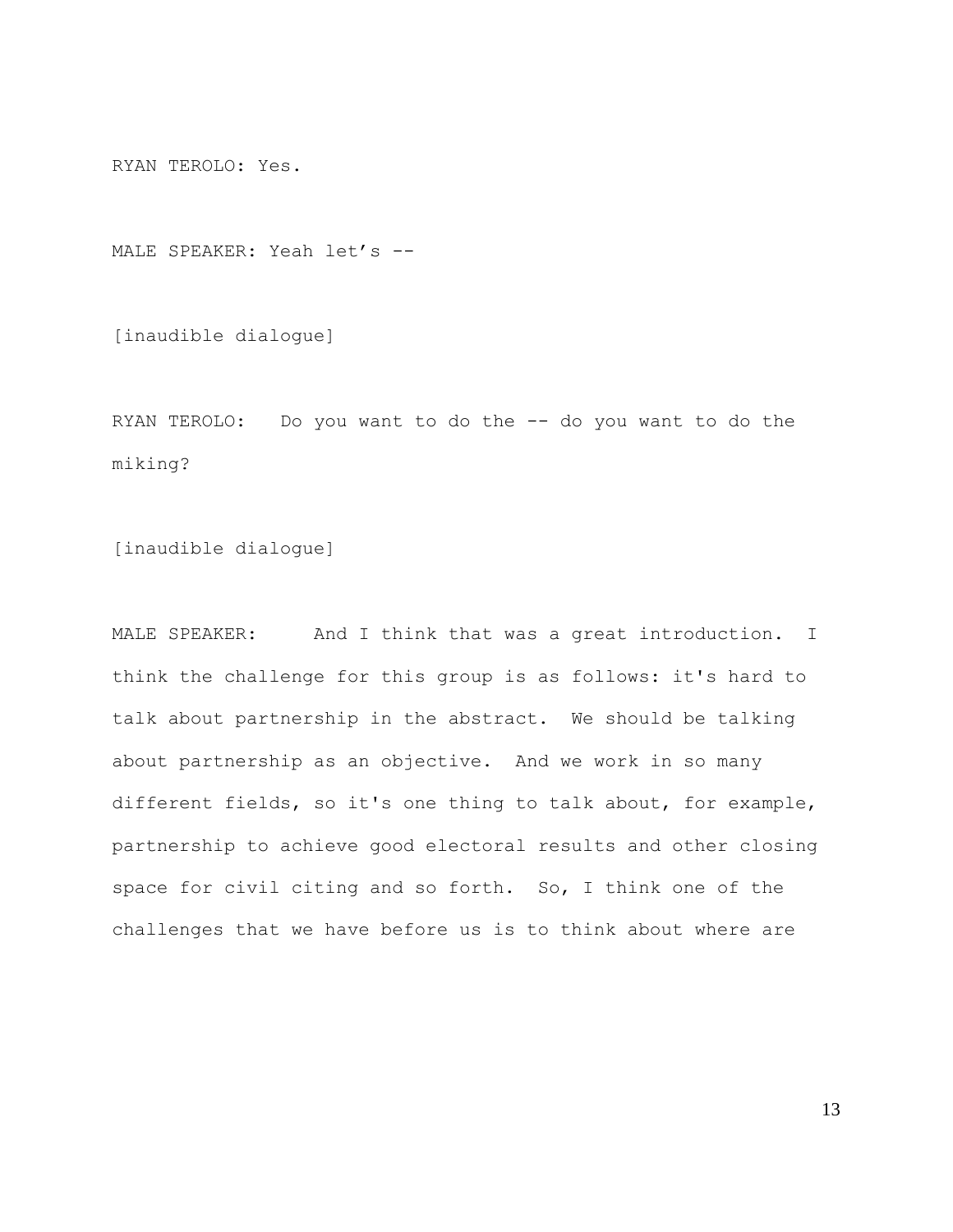RYAN TEROLO: Yes.

MALE SPEAKER: Yeah let's --

[inaudible dialogue]

RYAN TEROLO: Do you want to do the -- do you want to do the miking?

[inaudible dialogue]

MALE SPEAKER: And I think that was a great introduction. I think the challenge for this group is as follows: it's hard to talk about partnership in the abstract. We should be talking about partnership as an objective. And we work in so many different fields, so it's one thing to talk about, for example, partnership to achieve good electoral results and other closing space for civil citing and so forth. So, I think one of the challenges that we have before us is to think about where are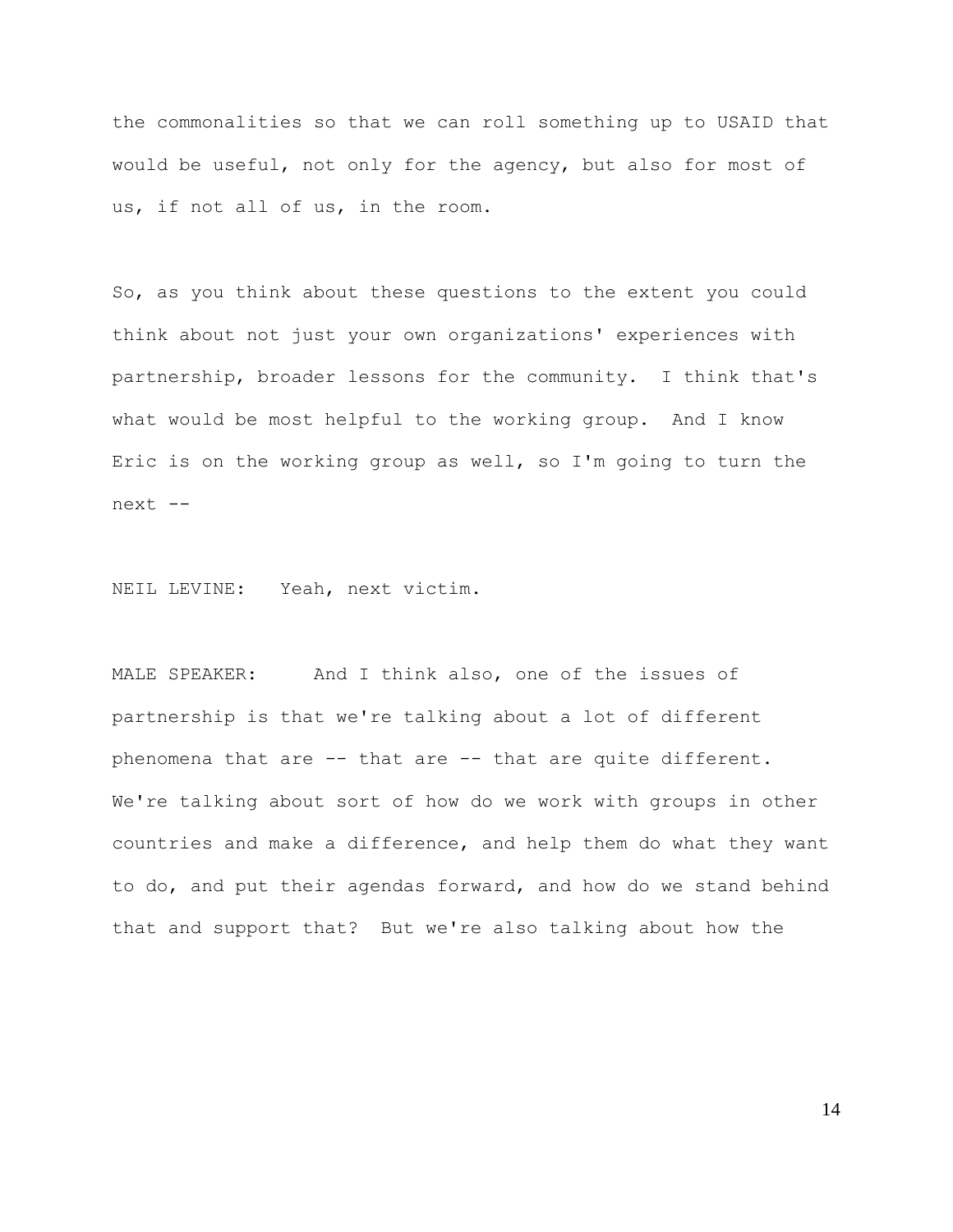the commonalities so that we can roll something up to USAID that would be useful, not only for the agency, but also for most of us, if not all of us, in the room.

So, as you think about these questions to the extent you could think about not just your own organizations' experiences with partnership, broader lessons for the community. I think that's what would be most helpful to the working group. And I know Eric is on the working group as well, so I'm going to turn the next --

NEIL LEVINE: Yeah, next victim.

MALE SPEAKER: And I think also, one of the issues of partnership is that we're talking about a lot of different phenomena that are -- that are -- that are quite different. We're talking about sort of how do we work with groups in other countries and make a difference, and help them do what they want to do, and put their agendas forward, and how do we stand behind that and support that? But we're also talking about how the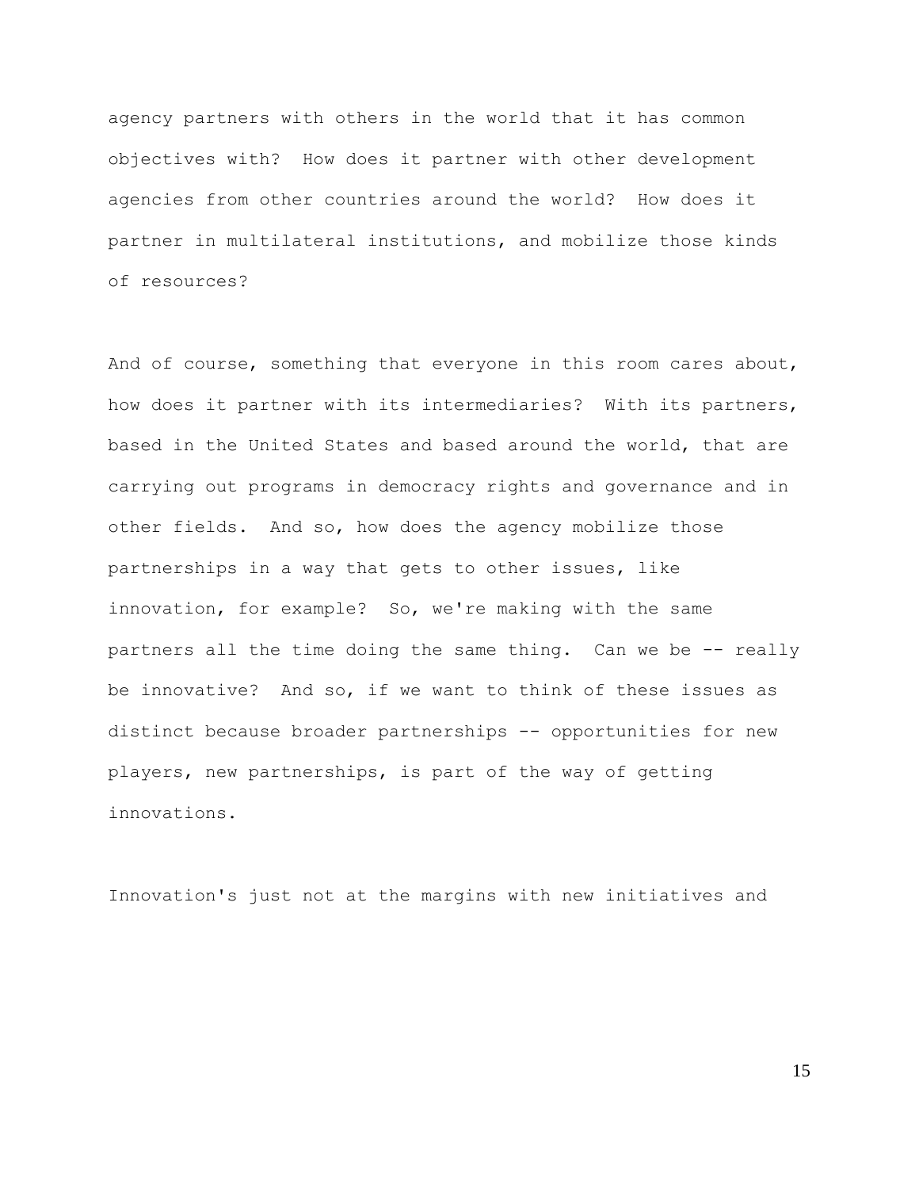agency partners with others in the world that it has common objectives with? How does it partner with other development agencies from other countries around the world? How does it partner in multilateral institutions, and mobilize those kinds of resources?

And of course, something that everyone in this room cares about, how does it partner with its intermediaries? With its partners, based in the United States and based around the world, that are carrying out programs in democracy rights and governance and in other fields. And so, how does the agency mobilize those partnerships in a way that gets to other issues, like innovation, for example? So, we're making with the same partners all the time doing the same thing. Can we be -- really be innovative? And so, if we want to think of these issues as distinct because broader partnerships -- opportunities for new players, new partnerships, is part of the way of getting innovations.

Innovation's just not at the margins with new initiatives and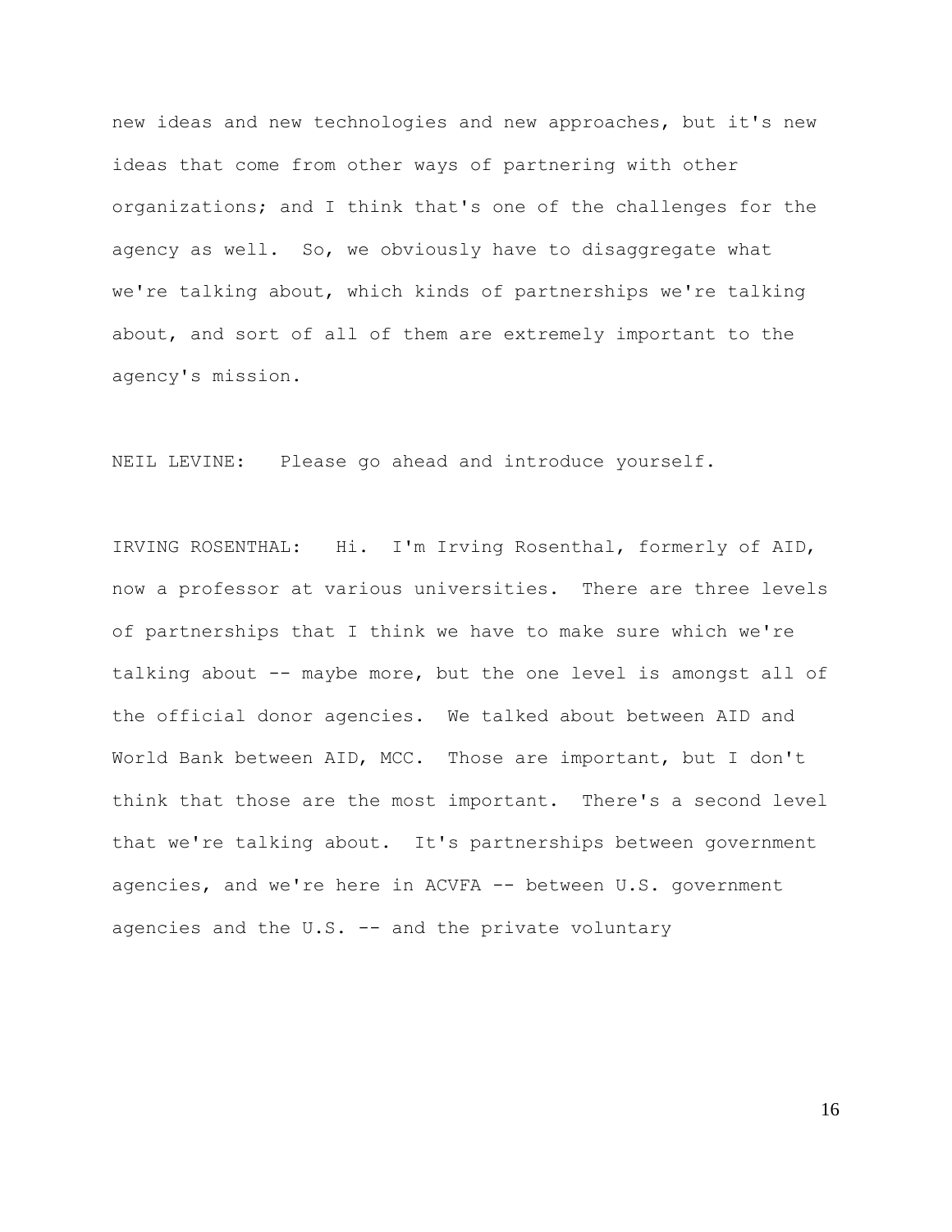new ideas and new technologies and new approaches, but it's new ideas that come from other ways of partnering with other organizations; and I think that's one of the challenges for the agency as well. So, we obviously have to disaggregate what we're talking about, which kinds of partnerships we're talking about, and sort of all of them are extremely important to the agency's mission.

NEIL LEVINE: Please go ahead and introduce yourself.

IRVING ROSENTHAL: Hi. I'm Irving Rosenthal, formerly of AID, now a professor at various universities. There are three levels of partnerships that I think we have to make sure which we're talking about -- maybe more, but the one level is amongst all of the official donor agencies. We talked about between AID and World Bank between AID, MCC. Those are important, but I don't think that those are the most important. There's a second level that we're talking about. It's partnerships between government agencies, and we're here in ACVFA -- between U.S. government agencies and the U.S. -- and the private voluntary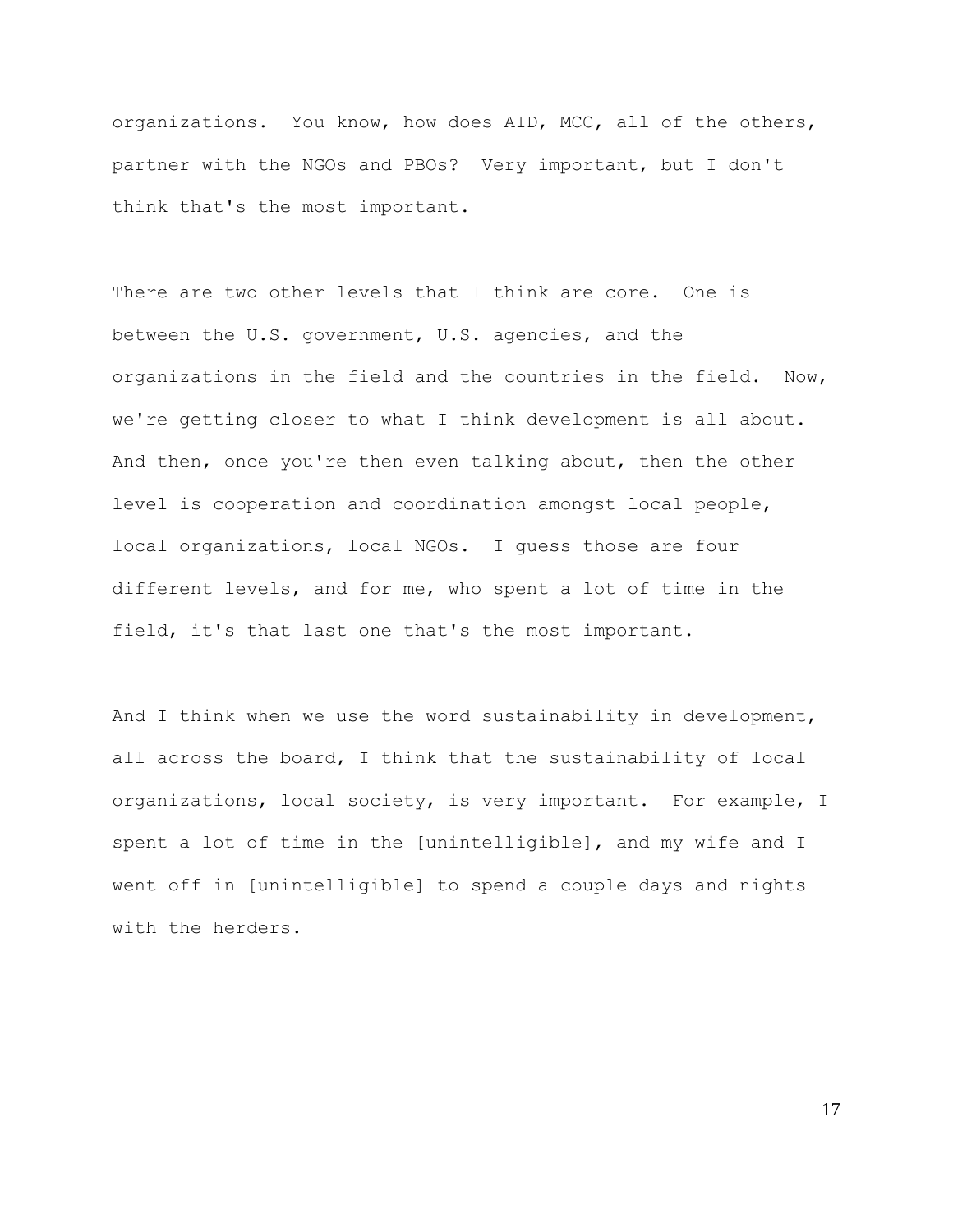organizations. You know, how does AID, MCC, all of the others, partner with the NGOs and PBOs? Very important, but I don't think that's the most important.

There are two other levels that I think are core. One is between the U.S. government, U.S. agencies, and the organizations in the field and the countries in the field. Now, we're getting closer to what I think development is all about. And then, once you're then even talking about, then the other level is cooperation and coordination amongst local people, local organizations, local NGOs. I guess those are four different levels, and for me, who spent a lot of time in the field, it's that last one that's the most important.

And I think when we use the word sustainability in development, all across the board, I think that the sustainability of local organizations, local society, is very important. For example, I spent a lot of time in the [unintelligible], and my wife and I went off in [unintelligible] to spend a couple days and nights with the herders.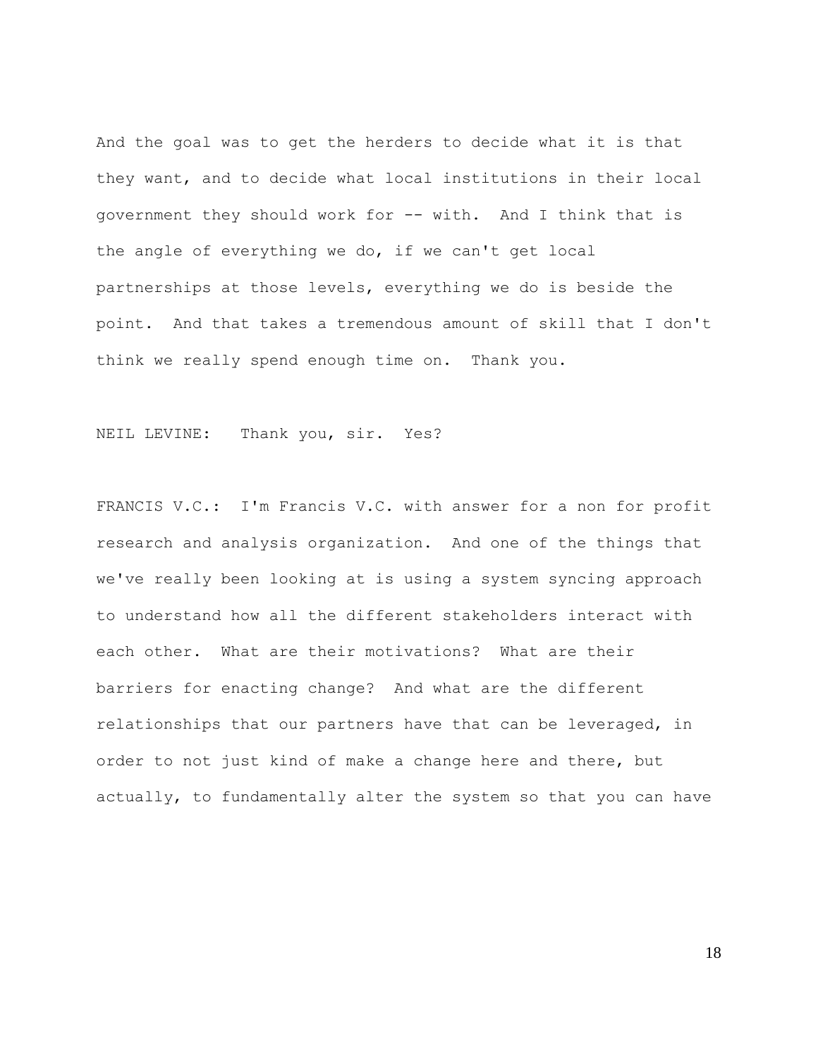And the goal was to get the herders to decide what it is that they want, and to decide what local institutions in their local government they should work for -- with. And I think that is the angle of everything we do, if we can't get local partnerships at those levels, everything we do is beside the point. And that takes a tremendous amount of skill that I don't think we really spend enough time on. Thank you.

NEIL LEVINE: Thank you, sir. Yes?

FRANCIS V.C.: I'm Francis V.C. with answer for a non for profit research and analysis organization. And one of the things that we've really been looking at is using a system syncing approach to understand how all the different stakeholders interact with each other. What are their motivations? What are their barriers for enacting change? And what are the different relationships that our partners have that can be leveraged, in order to not just kind of make a change here and there, but actually, to fundamentally alter the system so that you can have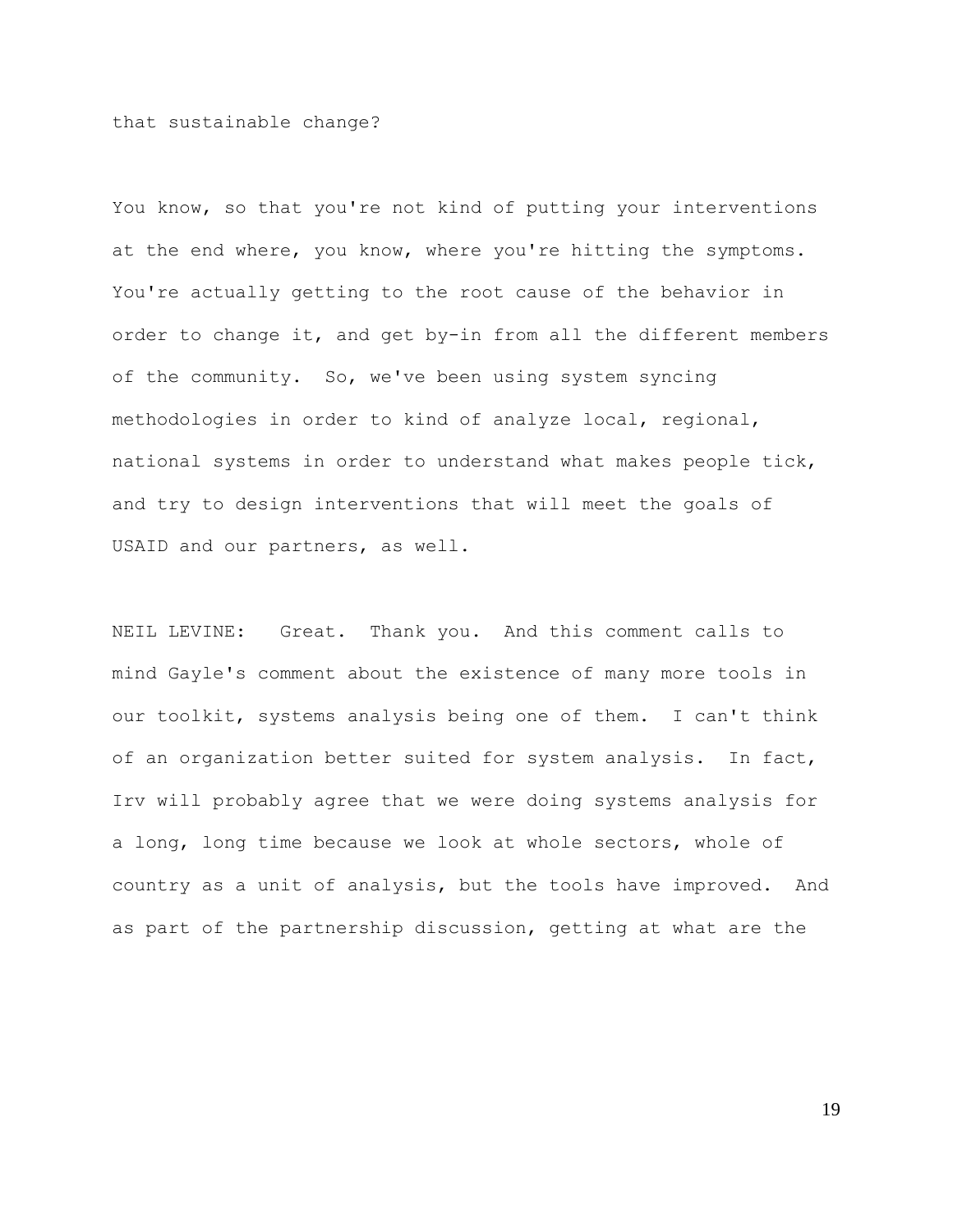that sustainable change?

You know, so that you're not kind of putting your interventions at the end where, you know, where you're hitting the symptoms. You're actually getting to the root cause of the behavior in order to change it, and get by-in from all the different members of the community. So, we've been using system syncing methodologies in order to kind of analyze local, regional, national systems in order to understand what makes people tick, and try to design interventions that will meet the goals of USAID and our partners, as well.

NEIL LEVINE: Great. Thank you. And this comment calls to mind Gayle's comment about the existence of many more tools in our toolkit, systems analysis being one of them. I can't think of an organization better suited for system analysis. In fact, Irv will probably agree that we were doing systems analysis for a long, long time because we look at whole sectors, whole of country as a unit of analysis, but the tools have improved. And as part of the partnership discussion, getting at what are the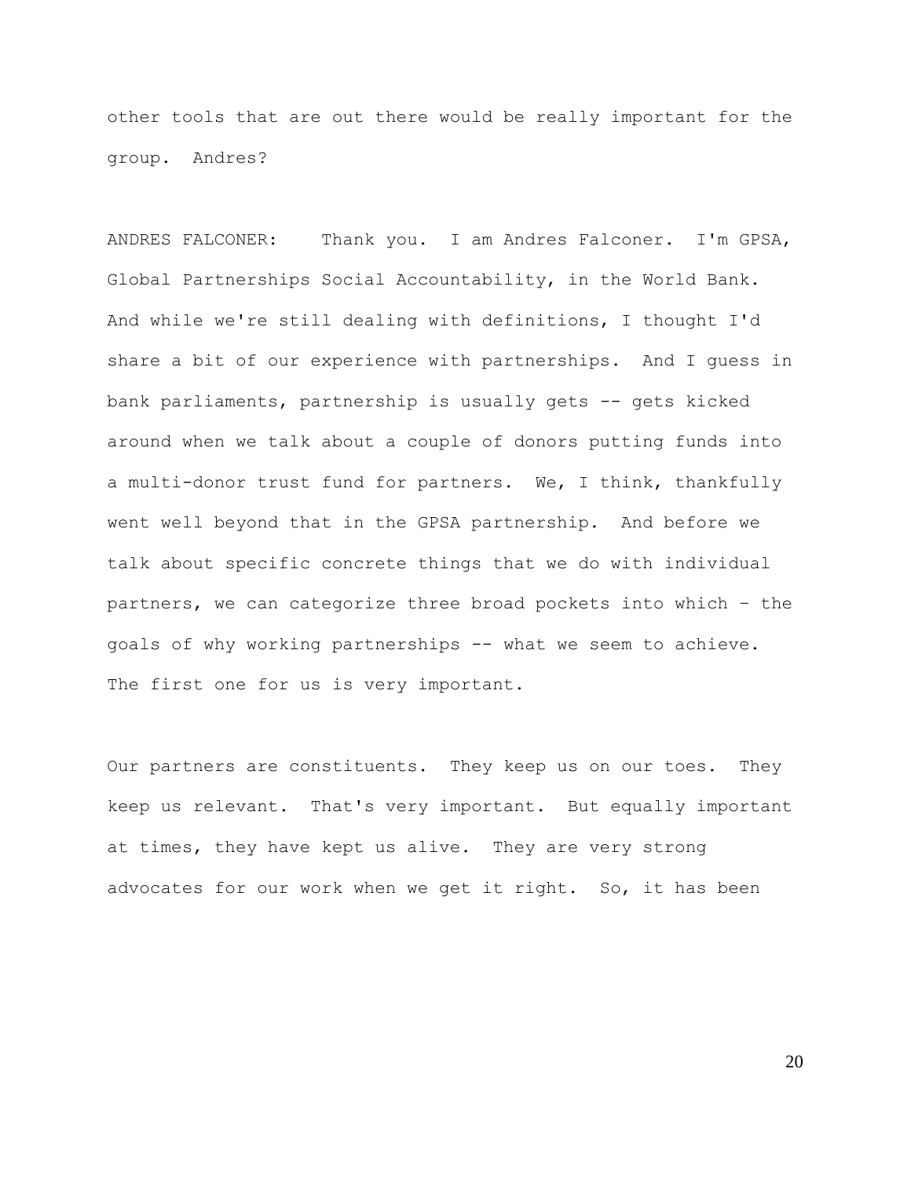other tools that are out there would be really important for the group. Andres?

ANDRES FALCONER: Thank you. I am Andres Falconer. I'm GPSA, Global Partnerships Social Accountability, in the World Bank. And while we're still dealing with definitions, I thought I'd share a bit of our experience with partnerships. And I guess in bank parliaments, partnership is usually gets -- gets kicked around when we talk about a couple of donors putting funds into a multi-donor trust fund for partners. We, I think, thankfully went well beyond that in the GPSA partnership. And before we talk about specific concrete things that we do with individual partners, we can categorize three broad pockets into which – the goals of why working partnerships -- what we seem to achieve. The first one for us is very important.

Our partners are constituents. They keep us on our toes. They keep us relevant. That's very important. But equally important at times, they have kept us alive. They are very strong advocates for our work when we get it right. So, it has been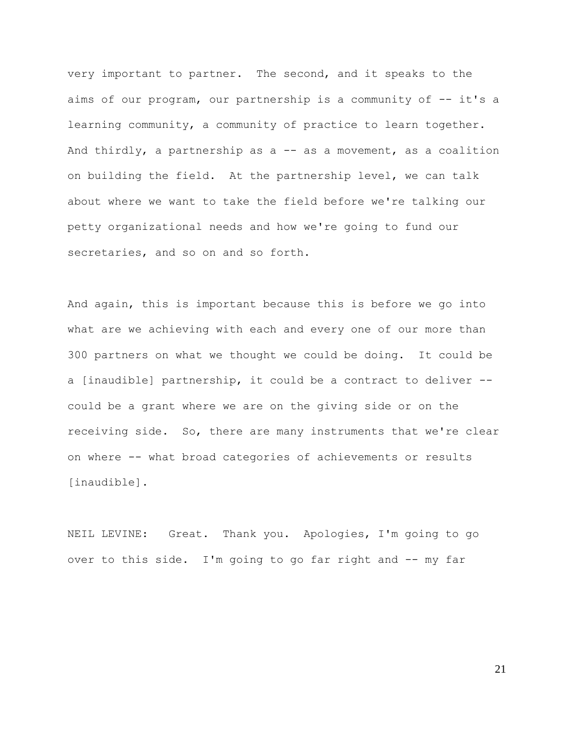very important to partner. The second, and it speaks to the aims of our program, our partnership is a community of -- it's a learning community, a community of practice to learn together. And thirdly, a partnership as a -- as a movement, as a coalition on building the field. At the partnership level, we can talk about where we want to take the field before we're talking our petty organizational needs and how we're going to fund our secretaries, and so on and so forth.

And again, this is important because this is before we go into what are we achieving with each and every one of our more than 300 partners on what we thought we could be doing. It could be a [inaudible] partnership, it could be a contract to deliver -- could be a grant where we are on the giving side or on the receiving side. So, there are many instruments that we're clear on where -- what broad categories of achievements or results [inaudible].

NEIL LEVINE: Great. Thank you. Apologies, I'm going to go over to this side. I'm going to go far right and -- my far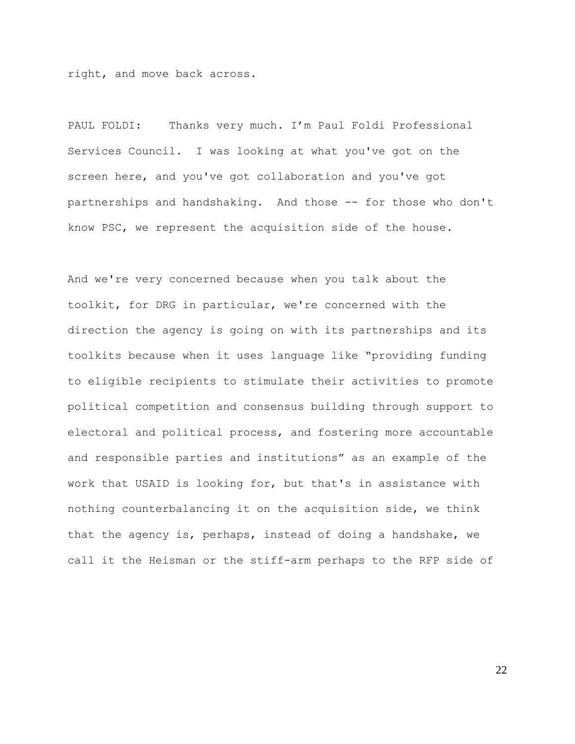right, and move back across.

PAUL FOLDI: Thanks very much. I'm Paul Foldi Professional Services Council. I was looking at what you've got on the screen here, and you've got collaboration and you've got partnerships and handshaking. And those -- for those who don't know PSC, we represent the acquisition side of the house.

And we're very concerned because when you talk about the toolkit, for DRG in particular, we're concerned with the direction the agency is going on with its partnerships and its toolkits because when it uses language like "providing funding to eligible recipients to stimulate their activities to promote political competition and consensus building through support to electoral and political process, and fostering more accountable and responsible parties and institutions" as an example of the work that USAID is looking for, but that's in assistance with nothing counterbalancing it on the acquisition side, we think that the agency is, perhaps, instead of doing a handshake, we call it the Heisman or the stiff-arm perhaps to the RFP side of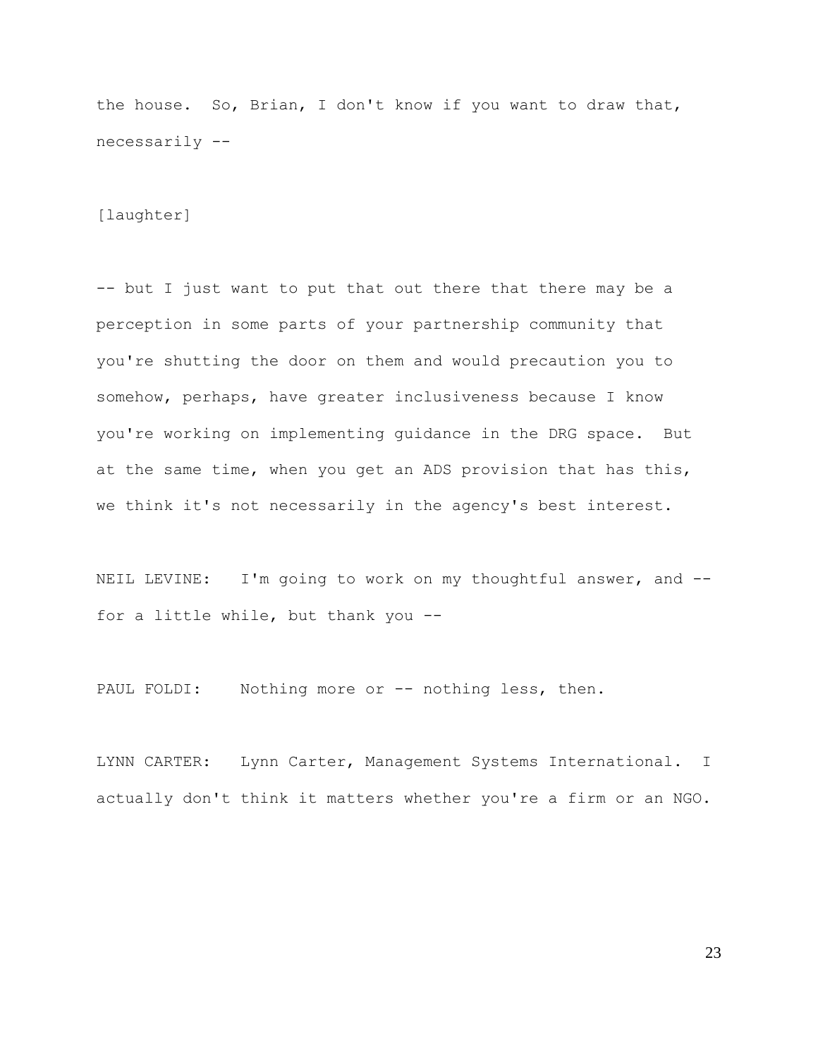the house. So, Brian, I don't know if you want to draw that, necessarily --

[laughter]

-- but I just want to put that out there that there may be a perception in some parts of your partnership community that you're shutting the door on them and would precaution you to somehow, perhaps, have greater inclusiveness because I know you're working on implementing guidance in the DRG space. But at the same time, when you get an ADS provision that has this, we think it's not necessarily in the agency's best interest.

NEIL LEVINE: I'm going to work on my thoughtful answer, and -- for a little while, but thank you --

PAUL FOLDI: Nothing more or -- nothing less, then.

LYNN CARTER: Lynn Carter, Management Systems International. I actually don't think it matters whether you're a firm or an NGO.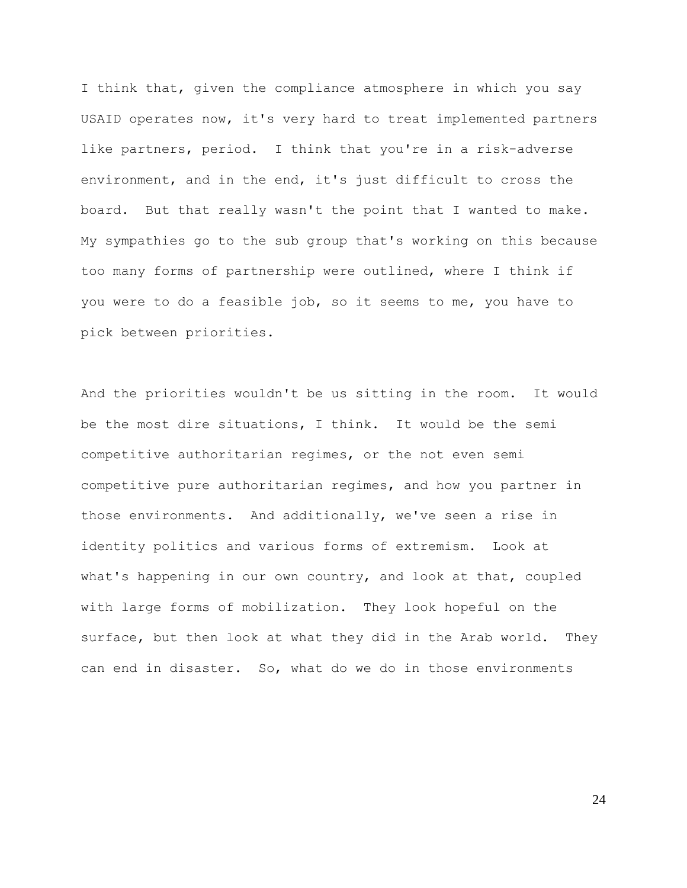I think that, given the compliance atmosphere in which you say USAID operates now, it's very hard to treat implemented partners like partners, period. I think that you're in a risk-adverse environment, and in the end, it's just difficult to cross the board. But that really wasn't the point that I wanted to make. My sympathies go to the sub group that's working on this because too many forms of partnership were outlined, where I think if you were to do a feasible job, so it seems to me, you have to pick between priorities.

And the priorities wouldn't be us sitting in the room. It would be the most dire situations, I think. It would be the semi competitive authoritarian regimes, or the not even semi competitive pure authoritarian regimes, and how you partner in those environments. And additionally, we've seen a rise in identity politics and various forms of extremism. Look at what's happening in our own country, and look at that, coupled with large forms of mobilization. They look hopeful on the surface, but then look at what they did in the Arab world. They can end in disaster. So, what do we do in those environments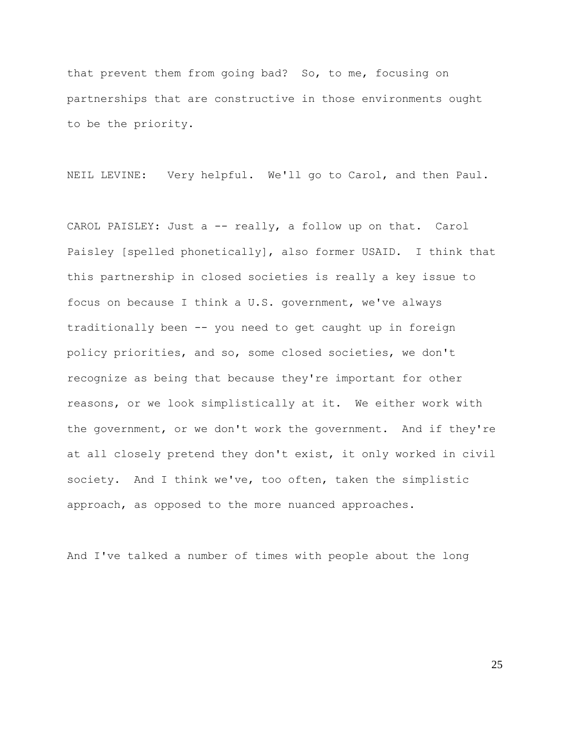that prevent them from going bad? So, to me, focusing on partnerships that are constructive in those environments ought to be the priority.

NEIL LEVINE: Very helpful. We'll go to Carol, and then Paul.

CAROL PAISLEY: Just a -- really, a follow up on that. Carol Paisley [spelled phonetically], also former USAID. I think that this partnership in closed societies is really a key issue to focus on because I think a U.S. government, we've always traditionally been -- you need to get caught up in foreign policy priorities, and so, some closed societies, we don't recognize as being that because they're important for other reasons, or we look simplistically at it. We either work with the government, or we don't work the government. And if they're at all closely pretend they don't exist, it only worked in civil society. And I think we've, too often, taken the simplistic approach, as opposed to the more nuanced approaches.

And I've talked a number of times with people about the long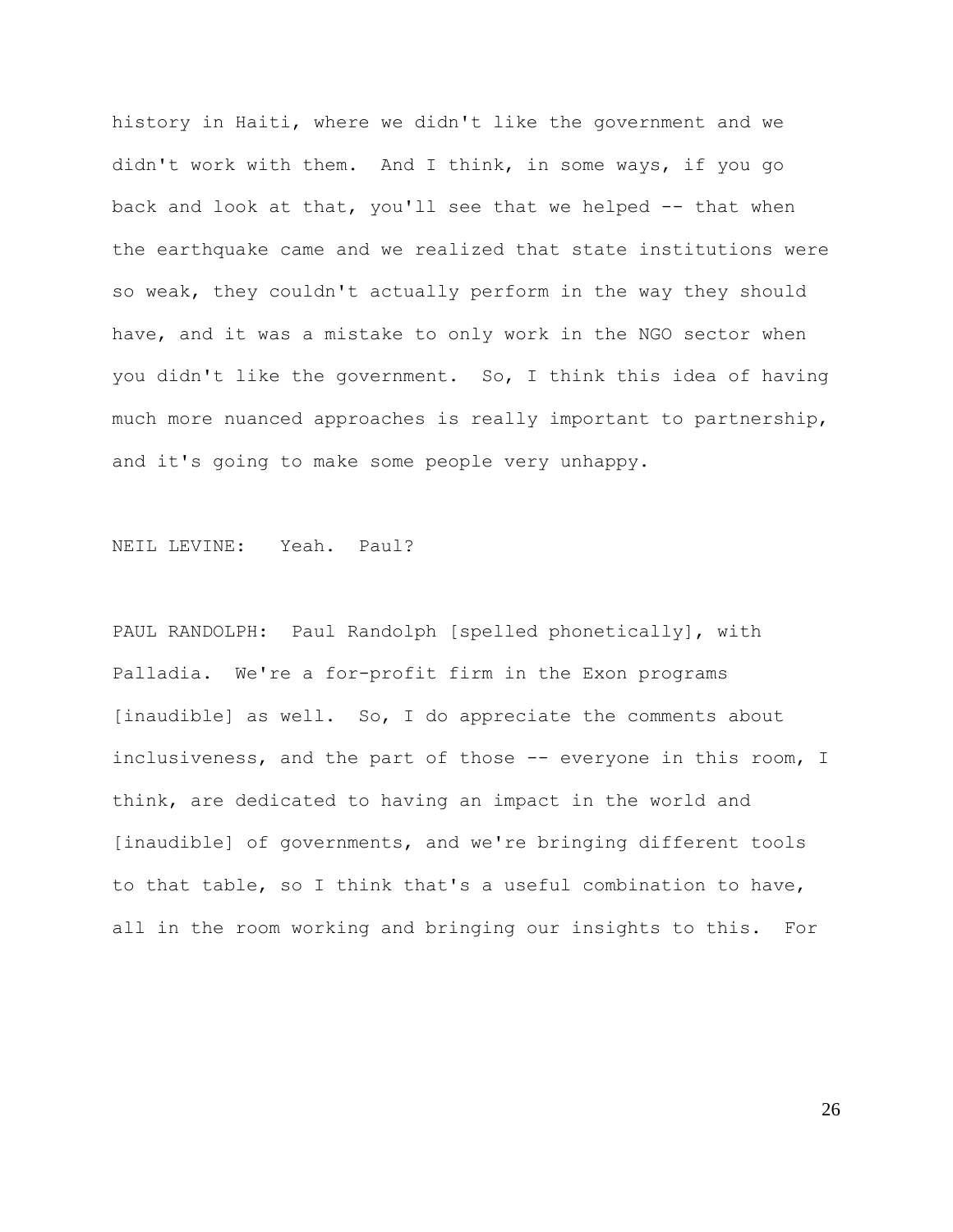history in Haiti, where we didn't like the government and we didn't work with them. And I think, in some ways, if you go back and look at that, you'll see that we helped -- that when the earthquake came and we realized that state institutions were so weak, they couldn't actually perform in the way they should have, and it was a mistake to only work in the NGO sector when you didn't like the government. So, I think this idea of having much more nuanced approaches is really important to partnership, and it's going to make some people very unhappy.

NEIL LEVINE: Yeah. Paul?

PAUL RANDOLPH: Paul Randolph [spelled phonetically], with Palladia. We're a for-profit firm in the Exon programs [inaudible] as well. So, I do appreciate the comments about inclusiveness, and the part of those -- everyone in this room, I think, are dedicated to having an impact in the world and [inaudible] of governments, and we're bringing different tools to that table, so I think that's a useful combination to have, all in the room working and bringing our insights to this. For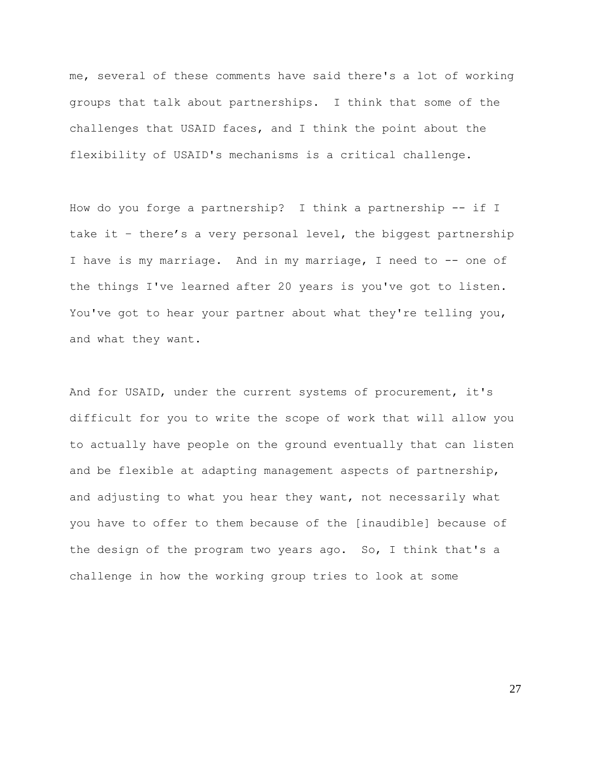me, several of these comments have said there's a lot of working groups that talk about partnerships. I think that some of the challenges that USAID faces, and I think the point about the flexibility of USAID's mechanisms is a critical challenge.

How do you forge a partnership? I think a partnership -- if I take it – there's a very personal level, the biggest partnership I have is my marriage. And in my marriage, I need to -- one of the things I've learned after 20 years is you've got to listen. You've got to hear your partner about what they're telling you, and what they want.

And for USAID, under the current systems of procurement, it's difficult for you to write the scope of work that will allow you to actually have people on the ground eventually that can listen and be flexible at adapting management aspects of partnership, and adjusting to what you hear they want, not necessarily what you have to offer to them because of the [inaudible] because of the design of the program two years ago. So, I think that's a challenge in how the working group tries to look at some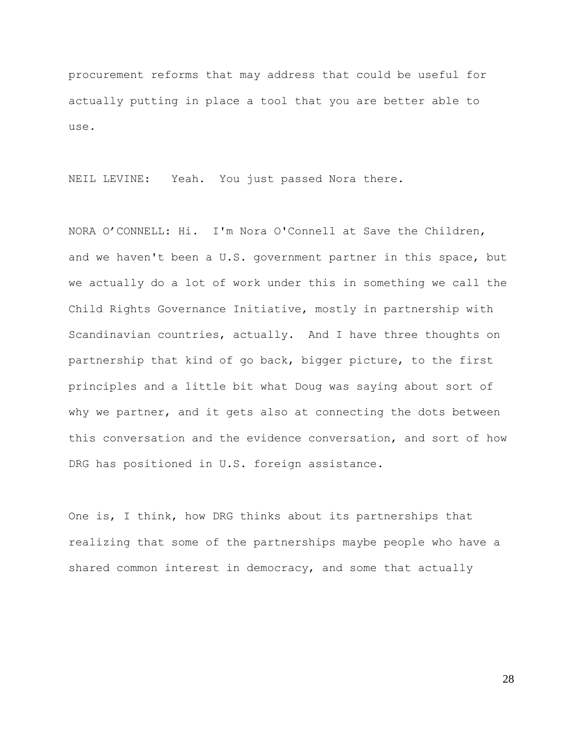procurement reforms that may address that could be useful for actually putting in place a tool that you are better able to use.

NEIL LEVINE: Yeah. You just passed Nora there.

NORA O'CONNELL: Hi. I'm Nora O'Connell at Save the Children, and we haven't been a U.S. government partner in this space, but we actually do a lot of work under this in something we call the Child Rights Governance Initiative, mostly in partnership with Scandinavian countries, actually. And I have three thoughts on partnership that kind of go back, bigger picture, to the first principles and a little bit what Doug was saying about sort of why we partner, and it gets also at connecting the dots between this conversation and the evidence conversation, and sort of how DRG has positioned in U.S. foreign assistance.

One is, I think, how DRG thinks about its partnerships that realizing that some of the partnerships maybe people who have a shared common interest in democracy, and some that actually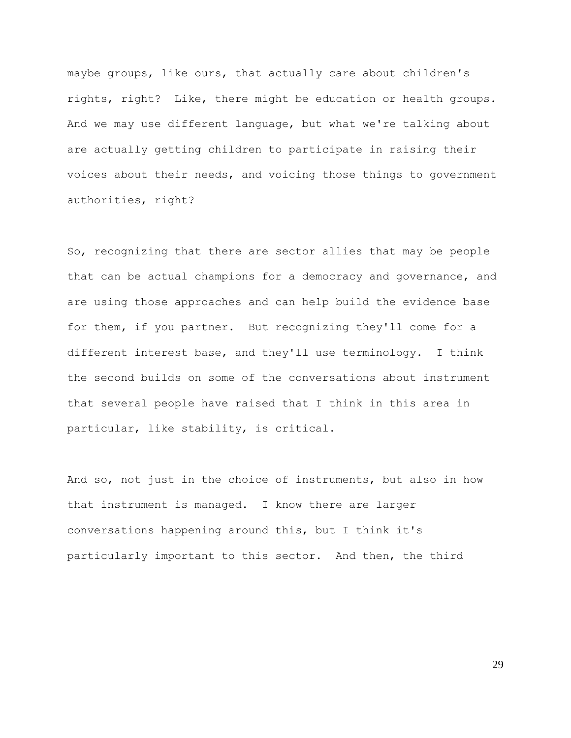maybe groups, like ours, that actually care about children's rights, right? Like, there might be education or health groups. And we may use different language, but what we're talking about are actually getting children to participate in raising their voices about their needs, and voicing those things to government authorities, right?

So, recognizing that there are sector allies that may be people that can be actual champions for a democracy and governance, and are using those approaches and can help build the evidence base for them, if you partner. But recognizing they'll come for a different interest base, and they'll use terminology. I think the second builds on some of the conversations about instrument that several people have raised that I think in this area in particular, like stability, is critical.

And so, not just in the choice of instruments, but also in how that instrument is managed. I know there are larger conversations happening around this, but I think it's particularly important to this sector. And then, the third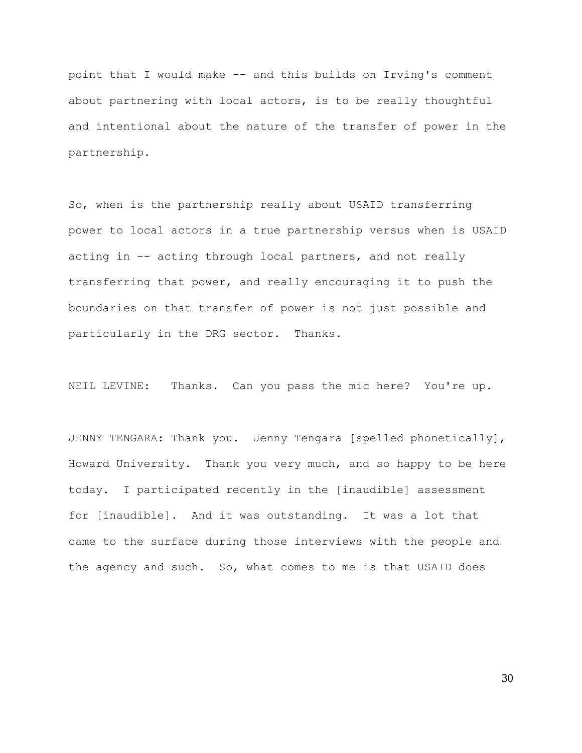point that I would make -- and this builds on Irving's comment about partnering with local actors, is to be really thoughtful and intentional about the nature of the transfer of power in the partnership.

So, when is the partnership really about USAID transferring power to local actors in a true partnership versus when is USAID acting in -- acting through local partners, and not really transferring that power, and really encouraging it to push the boundaries on that transfer of power is not just possible and particularly in the DRG sector. Thanks.

NEIL LEVINE: Thanks. Can you pass the mic here? You're up.

JENNY TENGARA: Thank you. Jenny Tengara [spelled phonetically], Howard University. Thank you very much, and so happy to be here today. I participated recently in the [inaudible] assessment for [inaudible]. And it was outstanding. It was a lot that came to the surface during those interviews with the people and the agency and such. So, what comes to me is that USAID does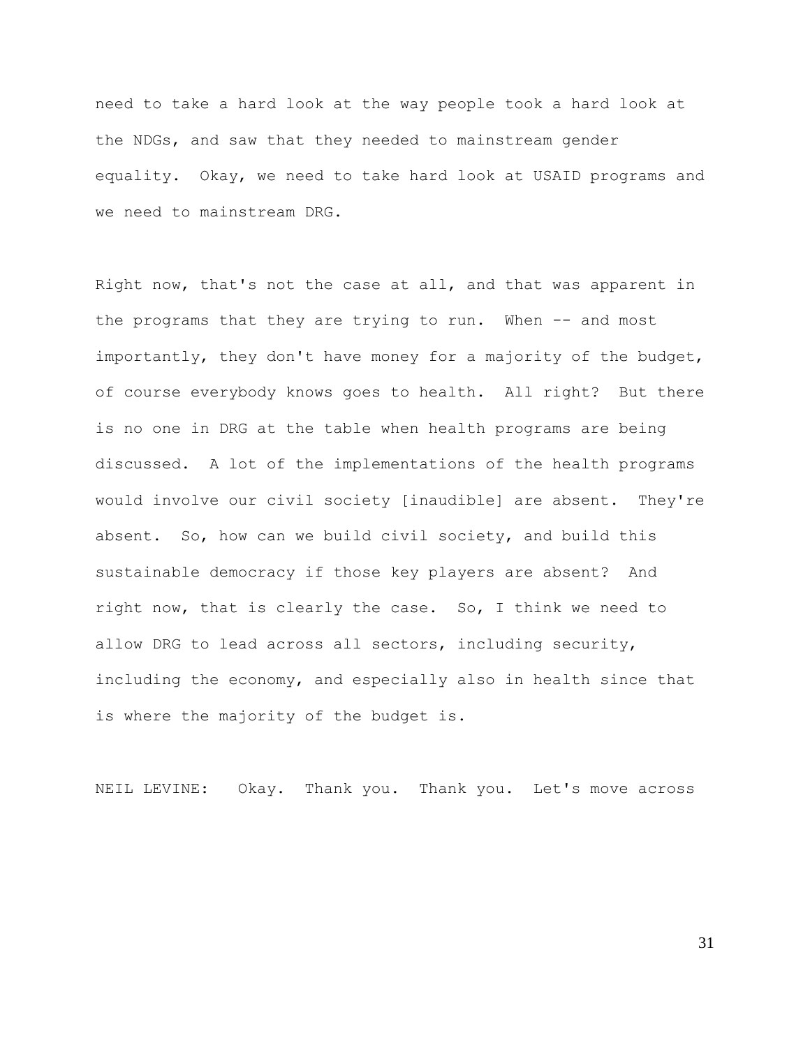need to take a hard look at the way people took a hard look at the NDGs, and saw that they needed to mainstream gender equality. Okay, we need to take hard look at USAID programs and we need to mainstream DRG.

Right now, that's not the case at all, and that was apparent in the programs that they are trying to run. When -- and most importantly, they don't have money for a majority of the budget, of course everybody knows goes to health. All right? But there is no one in DRG at the table when health programs are being discussed. A lot of the implementations of the health programs would involve our civil society [inaudible] are absent. They're absent. So, how can we build civil society, and build this sustainable democracy if those key players are absent? And right now, that is clearly the case. So, I think we need to allow DRG to lead across all sectors, including security, including the economy, and especially also in health since that is where the majority of the budget is.

NEIL LEVINE: Okay. Thank you. Thank you. Let's move across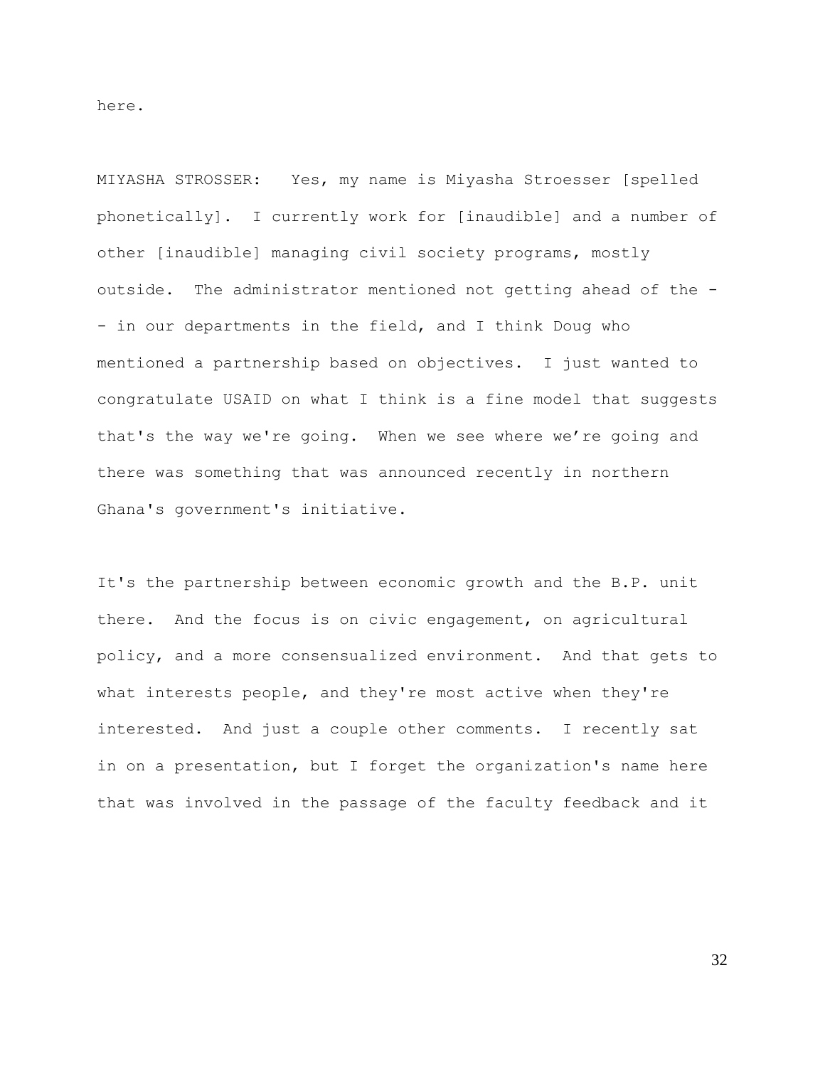here.

MIYASHA STROSSER: Yes, my name is Miyasha Stroesser [spelled phonetically]. I currently work for [inaudible] and a number of other [inaudible] managing civil society programs, mostly outside. The administrator mentioned not getting ahead of the -- in our departments in the field, and I think Doug who mentioned a partnership based on objectives. I just wanted to congratulate USAID on what I think is a fine model that suggests that's the way we're going. When we see where we're going and there was something that was announced recently in northern Ghana's government's initiative.

It's the partnership between economic growth and the B.P. unit there. And the focus is on civic engagement, on agricultural policy, and a more consensualized environment. And that gets to what interests people, and they're most active when they're interested. And just a couple other comments. I recently sat in on a presentation, but I forget the organization's name here that was involved in the passage of the faculty feedback and it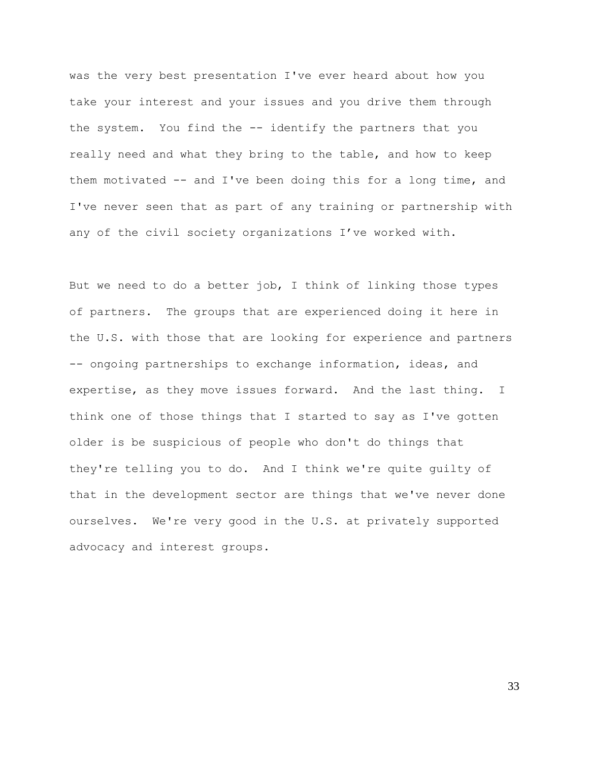was the very best presentation I've ever heard about how you take your interest and your issues and you drive them through the system. You find the -- identify the partners that you really need and what they bring to the table, and how to keep them motivated -- and I've been doing this for a long time, and I've never seen that as part of any training or partnership with any of the civil society organizations I've worked with.

But we need to do a better job, I think of linking those types of partners. The groups that are experienced doing it here in the U.S. with those that are looking for experience and partners -- ongoing partnerships to exchange information, ideas, and expertise, as they move issues forward. And the last thing. I think one of those things that I started to say as I've gotten older is be suspicious of people who don't do things that they're telling you to do. And I think we're quite guilty of that in the development sector are things that we've never done ourselves. We're very good in the U.S. at privately supported advocacy and interest groups.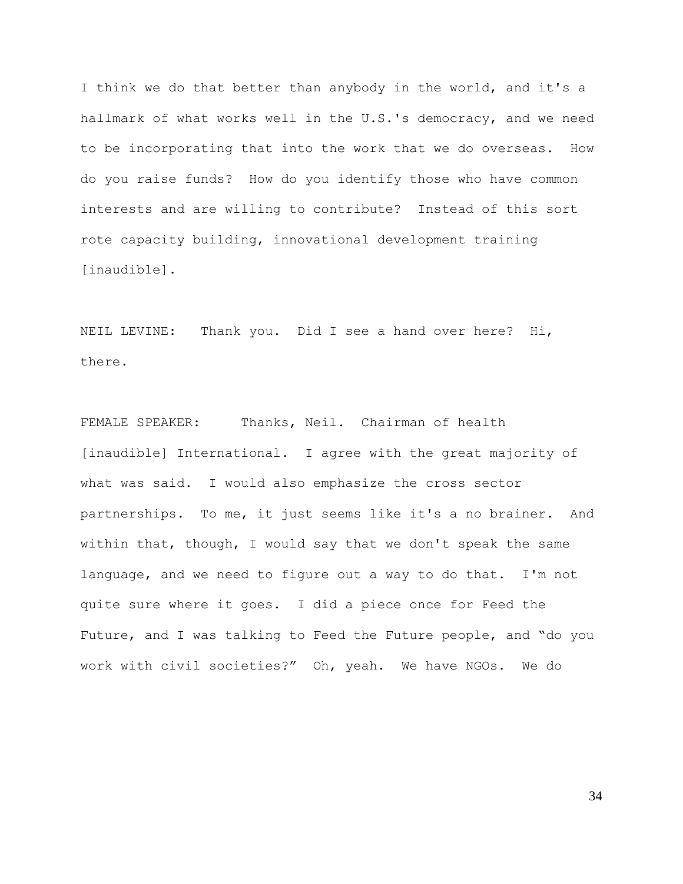I think we do that better than anybody in the world, and it's a hallmark of what works well in the U.S.'s democracy, and we need to be incorporating that into the work that we do overseas. How do you raise funds? How do you identify those who have common interests and are willing to contribute? Instead of this sort rote capacity building, innovational development training [inaudible].

NEIL LEVINE: Thank you. Did I see a hand over here? Hi, there.

FEMALE SPEAKER: Thanks, Neil. Chairman of health [inaudible] International. I agree with the great majority of what was said. I would also emphasize the cross sector partnerships. To me, it just seems like it's a no brainer. And within that, though, I would say that we don't speak the same language, and we need to figure out a way to do that. I'm not quite sure where it goes. I did a piece once for Feed the Future, and I was talking to Feed the Future people, and "do you work with civil societies?" Oh, yeah. We have NGOs. We do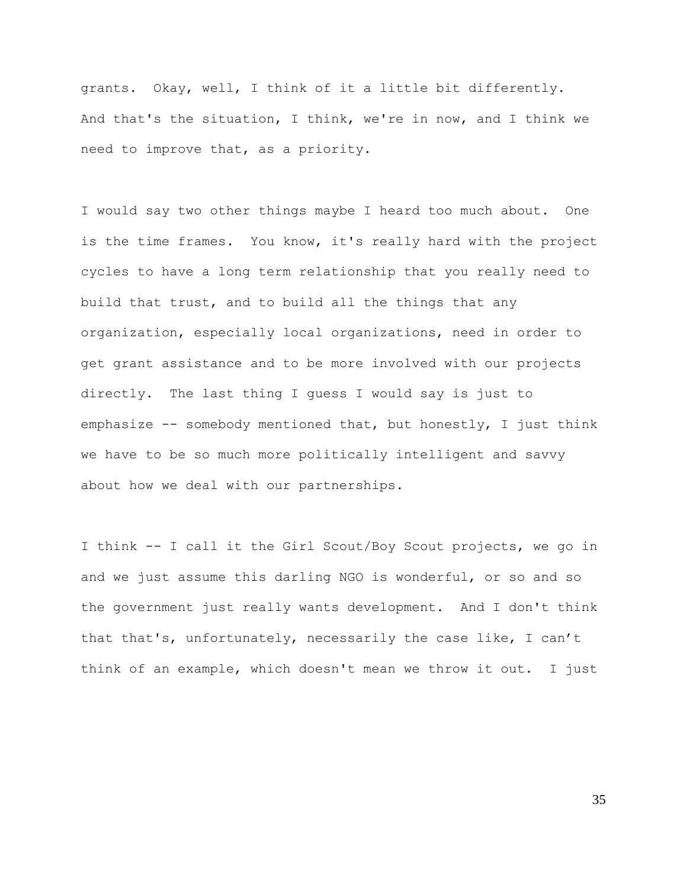grants. Okay, well, I think of it a little bit differently. And that's the situation, I think, we're in now, and I think we need to improve that, as a priority.

I would say two other things maybe I heard too much about. One is the time frames. You know, it's really hard with the project cycles to have a long term relationship that you really need to build that trust, and to build all the things that any organization, especially local organizations, need in order to get grant assistance and to be more involved with our projects directly. The last thing I guess I would say is just to emphasize -- somebody mentioned that, but honestly, I just think we have to be so much more politically intelligent and savvy about how we deal with our partnerships.

I think -- I call it the Girl Scout/Boy Scout projects, we go in and we just assume this darling NGO is wonderful, or so and so the government just really wants development. And I don't think that that's, unfortunately, necessarily the case like, I can't think of an example, which doesn't mean we throw it out. I just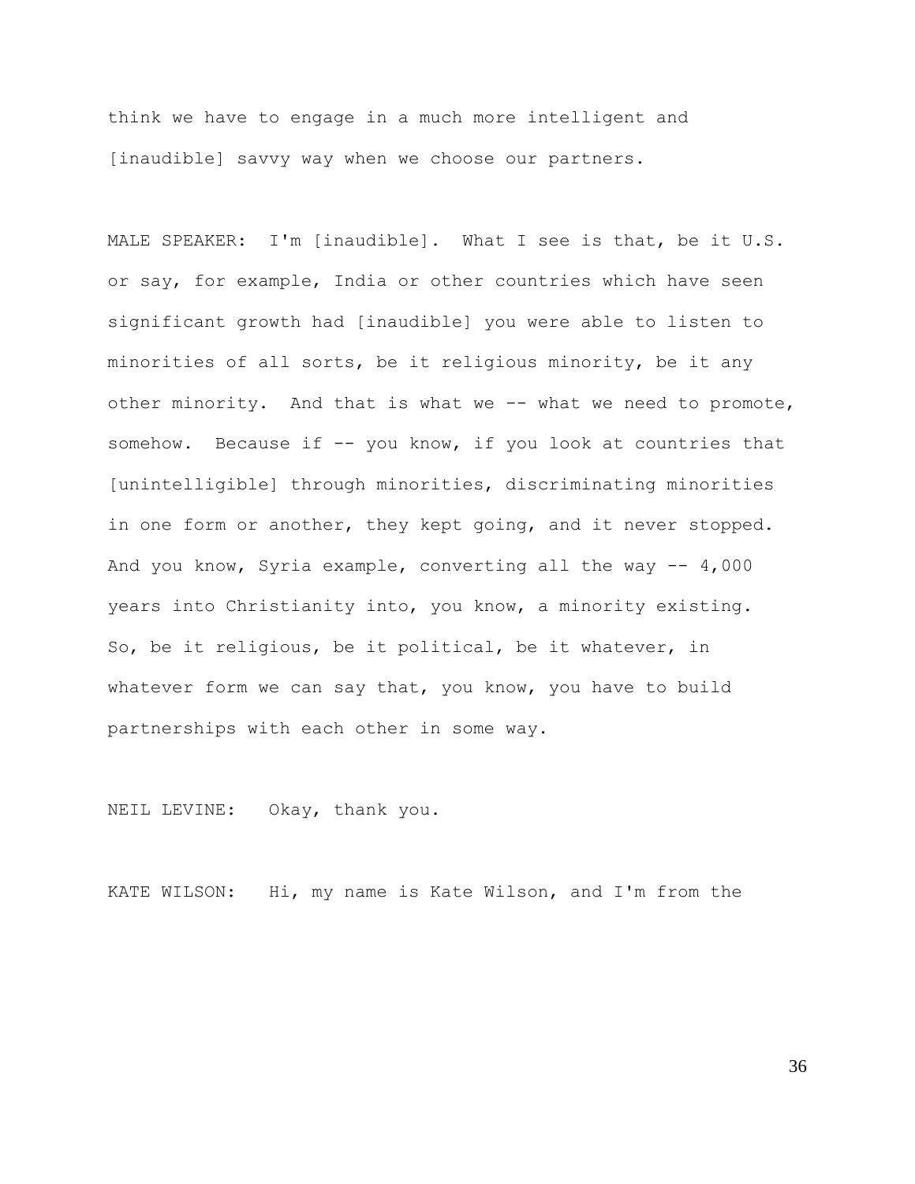think we have to engage in a much more intelligent and [inaudible] savvy way when we choose our partners.

MALE SPEAKER: I'm [inaudible]. What I see is that, be it U.S. or say, for example, India or other countries which have seen significant growth had [inaudible] you were able to listen to minorities of all sorts, be it religious minority, be it any other minority. And that is what we -- what we need to promote, somehow. Because if -- you know, if you look at countries that [unintelligible] through minorities, discriminating minorities in one form or another, they kept going, and it never stopped. And you know, Syria example, converting all the way -- 4,000 years into Christianity into, you know, a minority existing. So, be it religious, be it political, be it whatever, in whatever form we can say that, you know, you have to build partnerships with each other in some way.

NEIL LEVINE: Okay, thank you.

KATE WILSON: Hi, my name is Kate Wilson, and I'm from the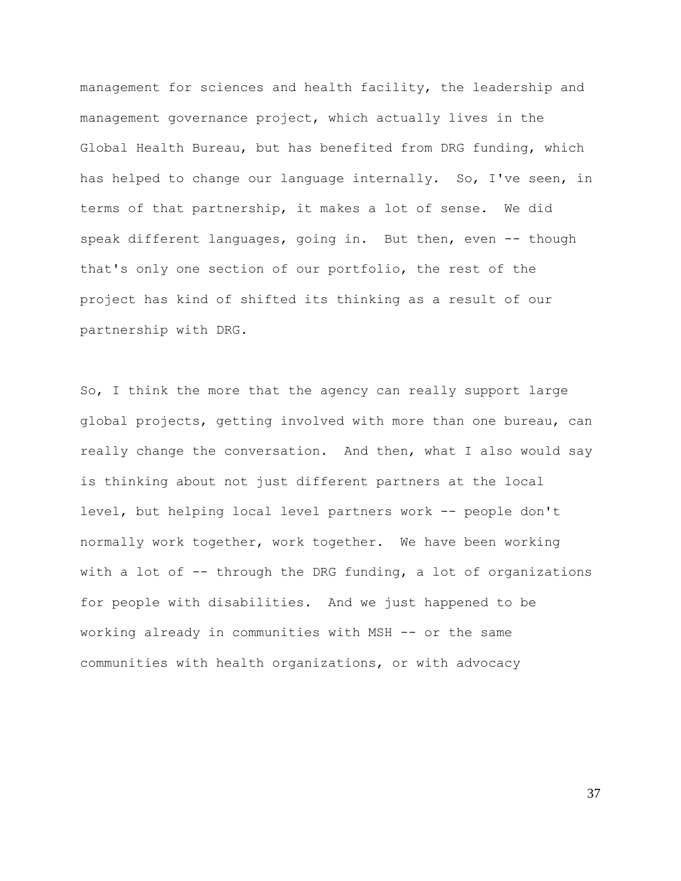management for sciences and health facility, the leadership and management governance project, which actually lives in the Global Health Bureau, but has benefited from DRG funding, which has helped to change our language internally. So, I've seen, in terms of that partnership, it makes a lot of sense. We did speak different languages, going in. But then, even -- though that's only one section of our portfolio, the rest of the project has kind of shifted its thinking as a result of our partnership with DRG.

So, I think the more that the agency can really support large global projects, getting involved with more than one bureau, can really change the conversation. And then, what I also would say is thinking about not just different partners at the local level, but helping local level partners work -- people don't normally work together, work together. We have been working with a lot of -- through the DRG funding, a lot of organizations for people with disabilities. And we just happened to be working already in communities with MSH -- or the same communities with health organizations, or with advocacy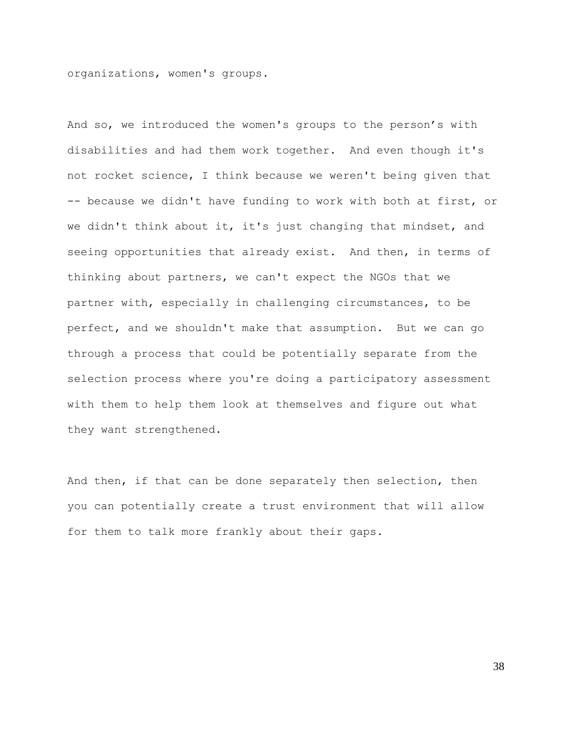organizations, women's groups.

And so, we introduced the women's groups to the person’s with disabilities and had them work together. And even though it's not rocket science, I think because we weren't being given that -- because we didn't have funding to work with both at first, or we didn't think about it, it's just changing that mindset, and seeing opportunities that already exist. And then, in terms of thinking about partners, we can't expect the NGOs that we partner with, especially in challenging circumstances, to be perfect, and we shouldn't make that assumption. But we can go through a process that could be potentially separate from the selection process where you're doing a participatory assessment with them to help them look at themselves and figure out what they want strengthened.

And then, if that can be done separately then selection, then you can potentially create a trust environment that will allow for them to talk more frankly about their gaps.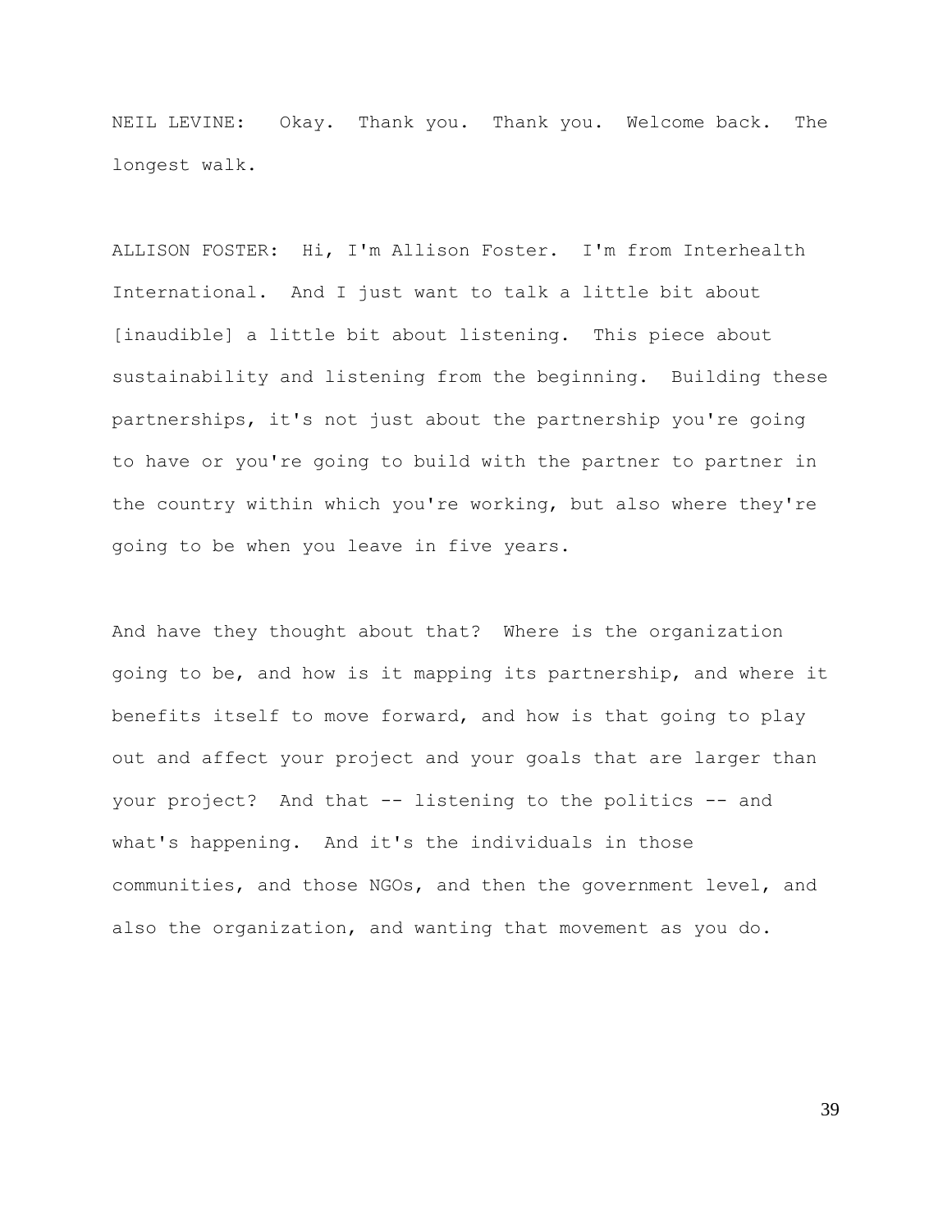NEIL LEVINE: Okay. Thank you. Thank you. Welcome back. The longest walk.

ALLISON FOSTER: Hi, I'm Allison Foster. I'm from Interhealth International. And I just want to talk a little bit about [inaudible] a little bit about listening. This piece about sustainability and listening from the beginning. Building these partnerships, it's not just about the partnership you're going to have or you're going to build with the partner to partner in the country within which you're working, but also where they're going to be when you leave in five years.

And have they thought about that? Where is the organization going to be, and how is it mapping its partnership, and where it benefits itself to move forward, and how is that going to play out and affect your project and your goals that are larger than your project? And that -- listening to the politics -- and what's happening. And it's the individuals in those communities, and those NGOs, and then the government level, and also the organization, and wanting that movement as you do.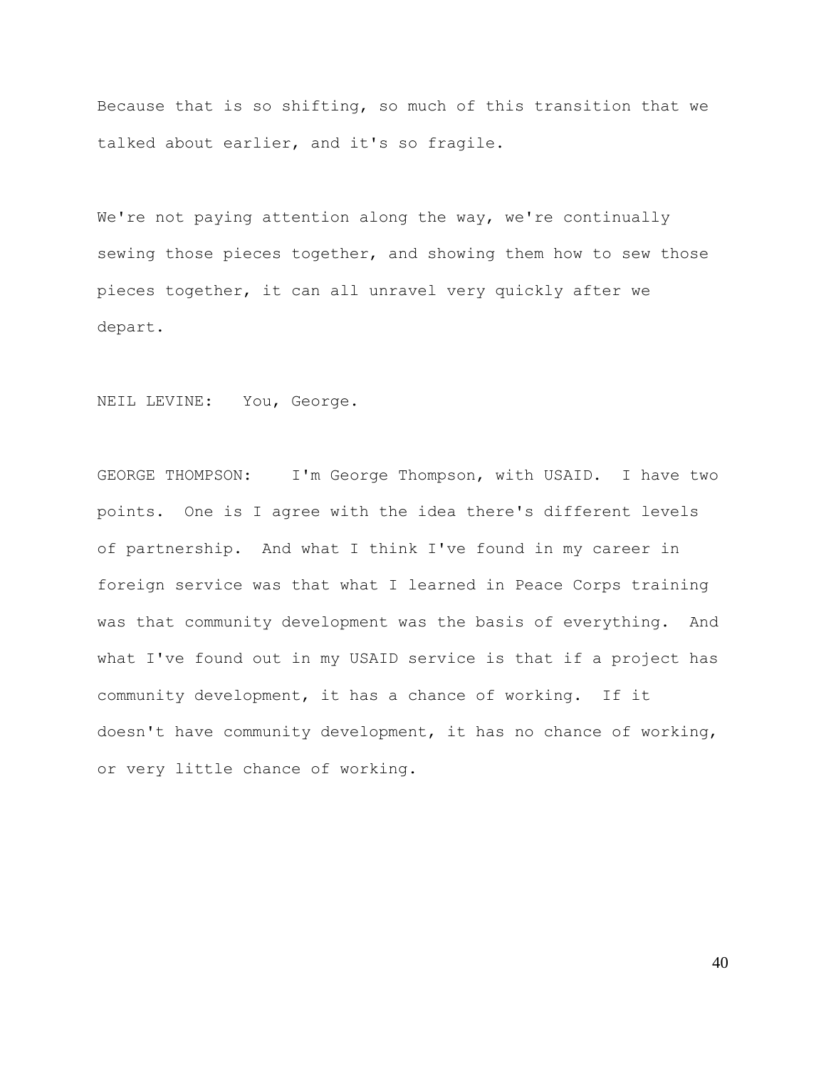Because that is so shifting, so much of this transition that we talked about earlier, and it's so fragile.

We're not paying attention along the way, we're continually sewing those pieces together, and showing them how to sew those pieces together, it can all unravel very quickly after we depart.

NEIL LEVINE: You, George.

GEORGE THOMPSON: I'm George Thompson, with USAID. I have two points. One is I agree with the idea there's different levels of partnership. And what I think I've found in my career in foreign service was that what I learned in Peace Corps training was that community development was the basis of everything. And what I've found out in my USAID service is that if a project has community development, it has a chance of working. If it doesn't have community development, it has no chance of working, or very little chance of working.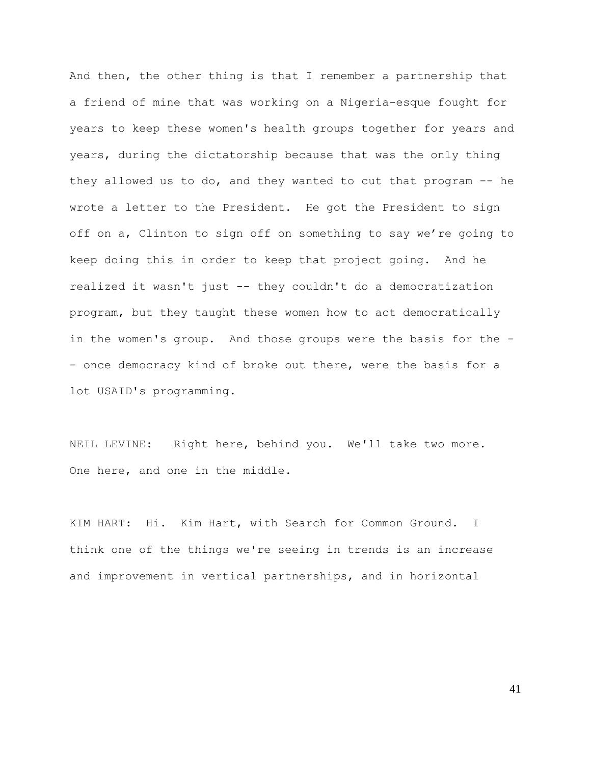And then, the other thing is that I remember a partnership that a friend of mine that was working on a Nigeria-esque fought for years to keep these women's health groups together for years and years, during the dictatorship because that was the only thing they allowed us to do, and they wanted to cut that program -- he wrote a letter to the President. He got the President to sign off on a, Clinton to sign off on something to say we're going to keep doing this in order to keep that project going. And he realized it wasn't just -- they couldn't do a democratization program, but they taught these women how to act democratically in the women's group. And those groups were the basis for the -- once democracy kind of broke out there, were the basis for a lot USAID's programming.

NEIL LEVINE: Right here, behind you. We'll take two more. One here, and one in the middle.

KIM HART: Hi. Kim Hart, with Search for Common Ground. I think one of the things we're seeing in trends is an increase and improvement in vertical partnerships, and in horizontal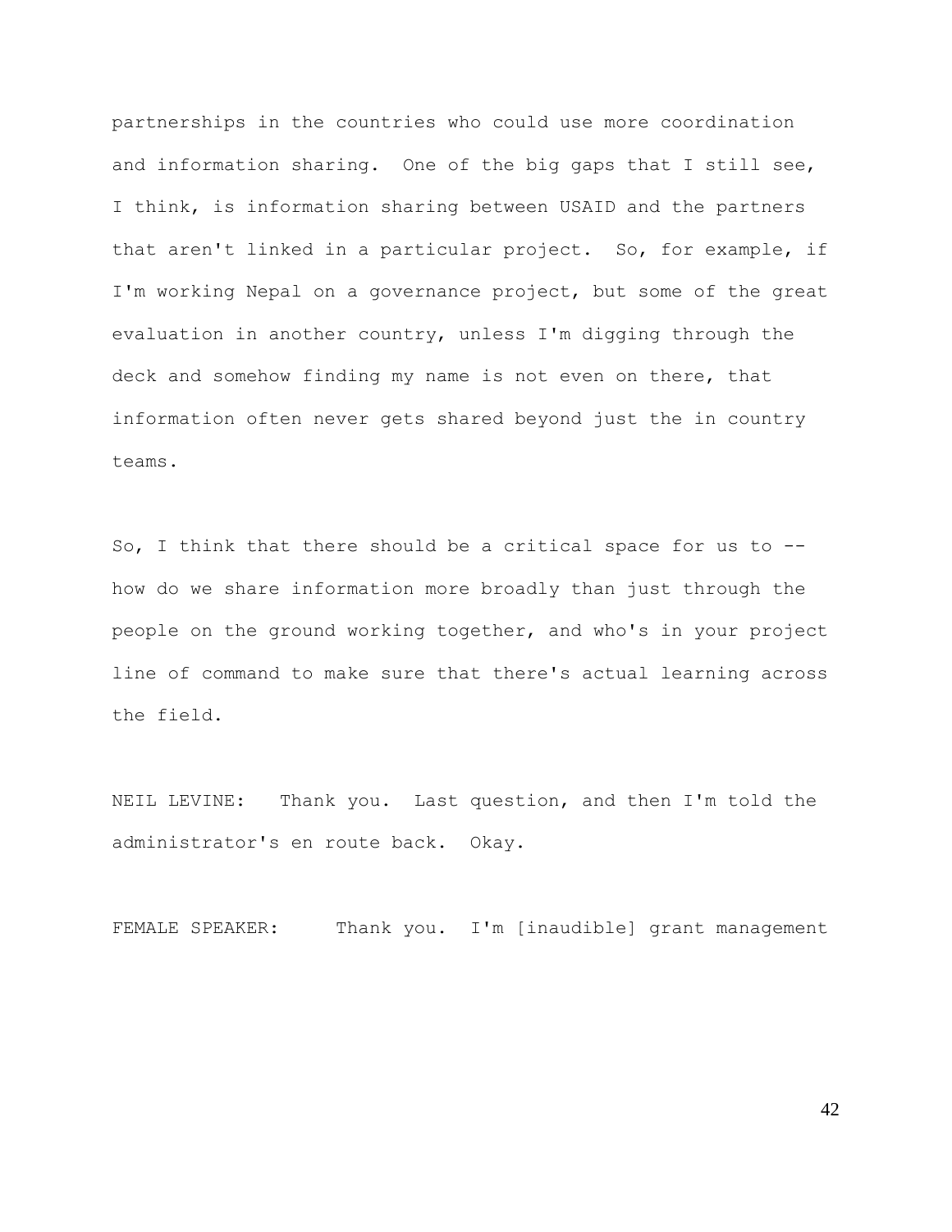partnerships in the countries who could use more coordination and information sharing. One of the big gaps that I still see, I think, is information sharing between USAID and the partners that aren't linked in a particular project. So, for example, if I'm working Nepal on a governance project, but some of the great evaluation in another country, unless I'm digging through the deck and somehow finding my name is not even on there, that information often never gets shared beyond just the in country teams.

So, I think that there should be a critical space for us to -- how do we share information more broadly than just through the people on the ground working together, and who's in your project line of command to make sure that there's actual learning across the field.

NEIL LEVINE: Thank you. Last question, and then I'm told the administrator's en route back. Okay.

FEMALE SPEAKER: Thank you. I'm [inaudible] grant management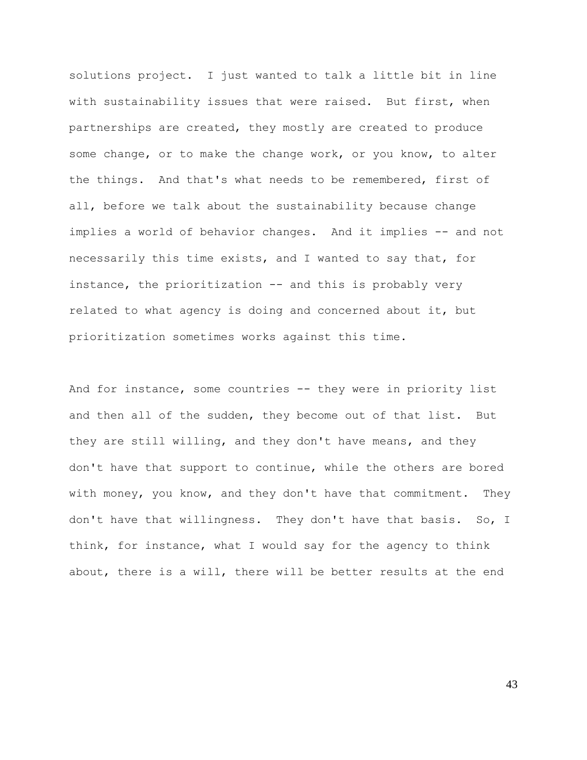solutions project. I just wanted to talk a little bit in line with sustainability issues that were raised. But first, when partnerships are created, they mostly are created to produce some change, or to make the change work, or you know, to alter the things. And that's what needs to be remembered, first of all, before we talk about the sustainability because change implies a world of behavior changes. And it implies -- and not necessarily this time exists, and I wanted to say that, for instance, the prioritization -- and this is probably very related to what agency is doing and concerned about it, but prioritization sometimes works against this time.

And for instance, some countries -- they were in priority list and then all of the sudden, they become out of that list. But they are still willing, and they don't have means, and they don't have that support to continue, while the others are bored with money, you know, and they don't have that commitment. They don't have that willingness. They don't have that basis. So, I think, for instance, what I would say for the agency to think about, there is a will, there will be better results at the end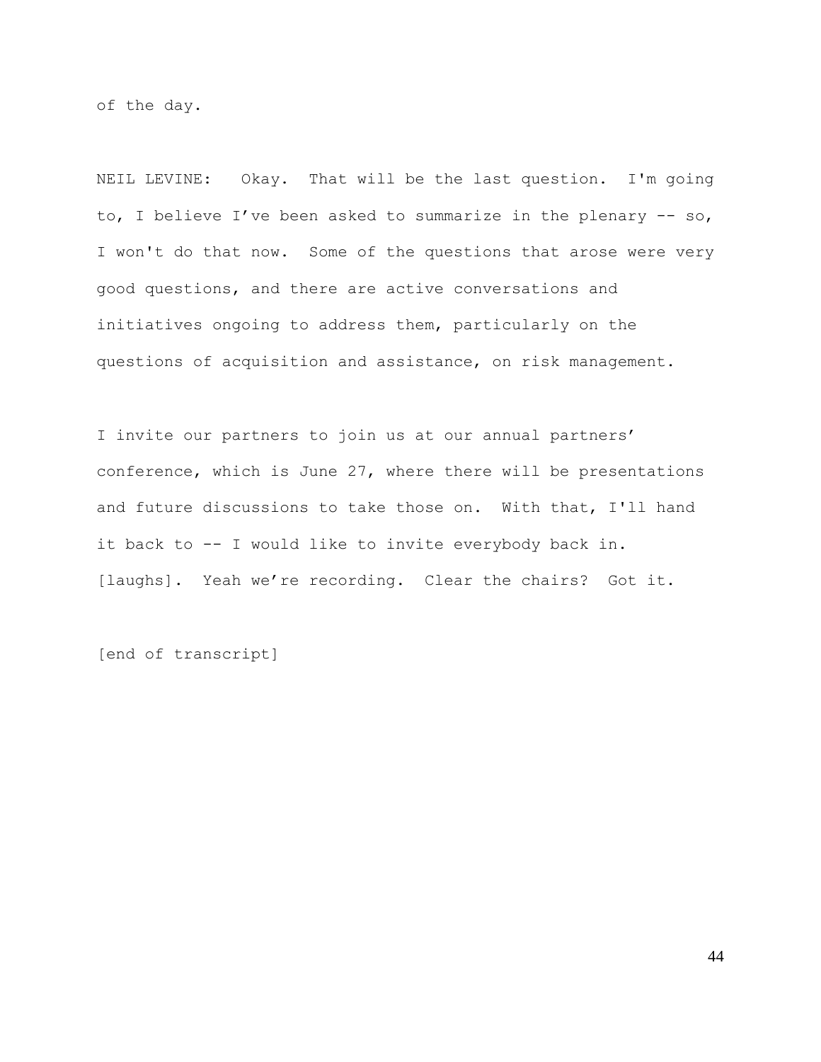of the day.

NEIL LEVINE: Okay. That will be the last question. I'm going to, I believe I've been asked to summarize in the plenary -- so, I won't do that now. Some of the questions that arose were very good questions, and there are active conversations and initiatives ongoing to address them, particularly on the questions of acquisition and assistance, on risk management.

I invite our partners to join us at our annual partners' conference, which is June 27, where there will be presentations and future discussions to take those on. With that, I'll hand it back to -- I would like to invite everybody back in. [laughs]. Yeah we're recording. Clear the chairs? Got it.

[end of transcript]